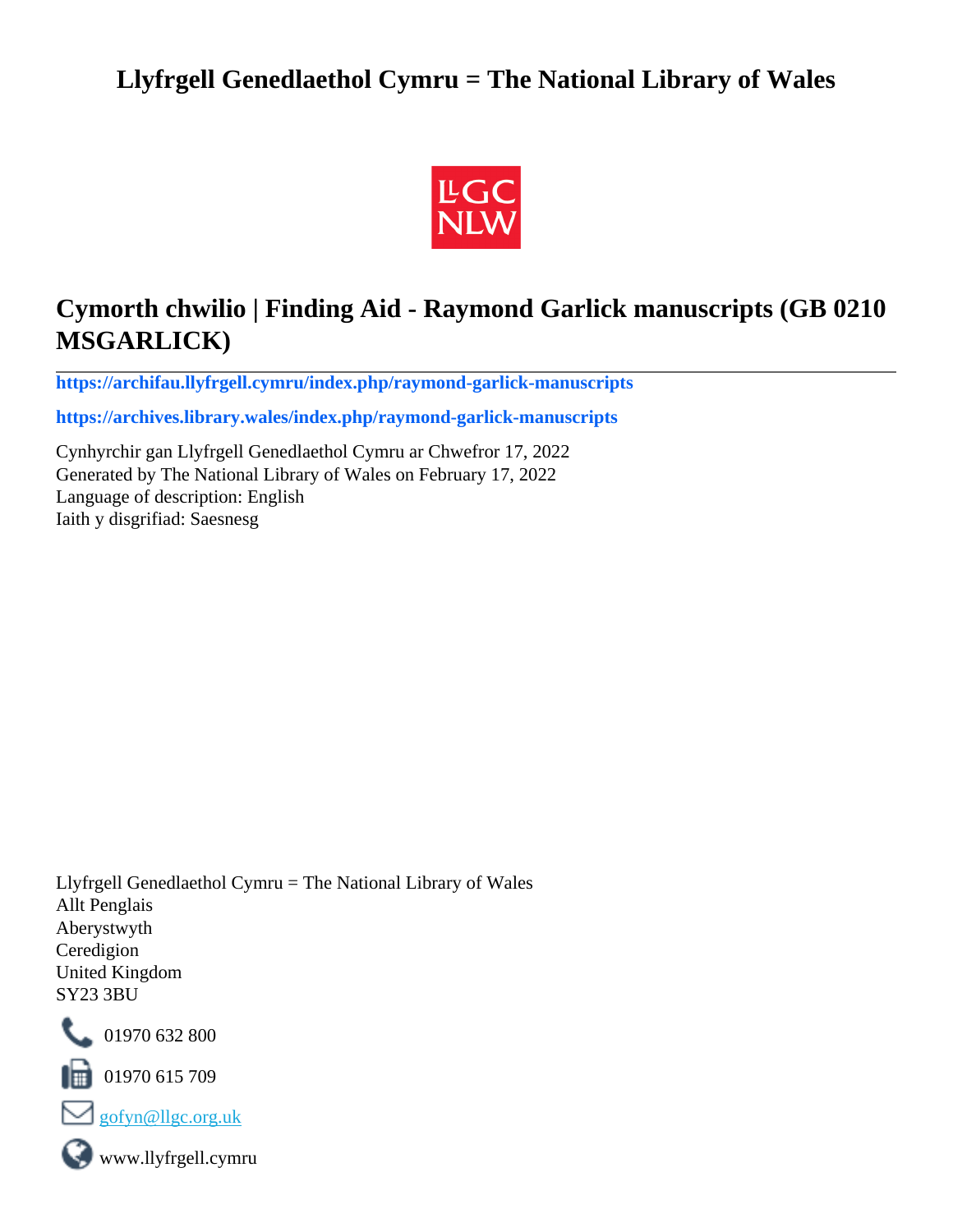# Llyfrgell Genedlaethol Cymru = The National Library of Wales

## Cymorth chwilio | Finding Aid - Raymond Garlick manuscripts (GB 0210 MSGARLICK)

**https://archifau.llyfrgell.cymru/index.php/raymond-garlick-manuscripts**

**https://archives.library.wales/index.php/raymond-garlick-manuscripts**

Cynhyrchir gan Llyfrgell Genedlaethol Cymru ar Chwefror 17, 2022
Generated by The National Library of Wales on February 17, 2022
Language of description: English
Iaith y disgrifiad: Saesnesg

Llyfrgell Genedlaethol Cymru = The National Library of Wales
Allt Penglais
Aberystwyth
Ceredigion
United Kingdom
SY23 3BU

01970 632 800

01970 615 709

gofyn@llgc.org.uk

www.llyfrgell.cymru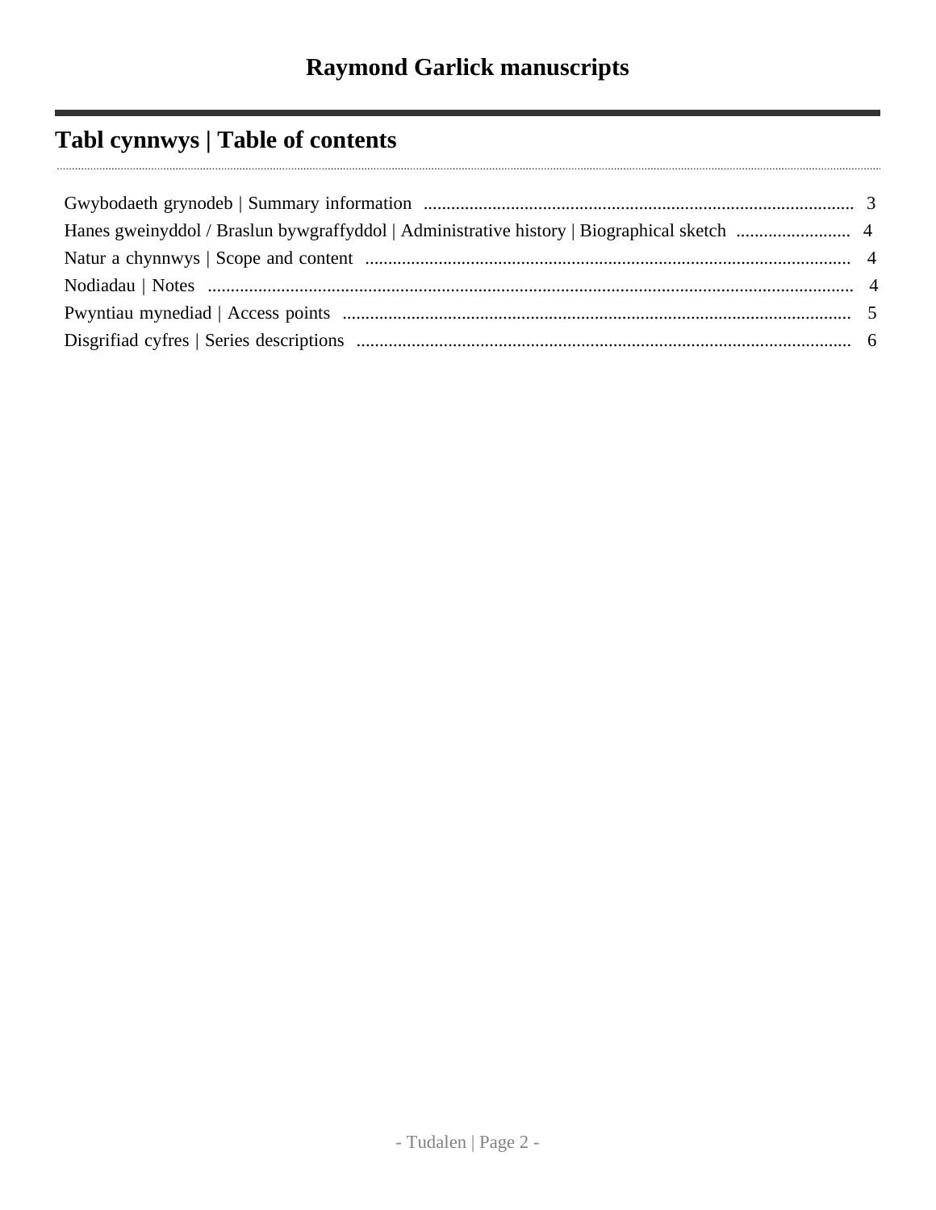# Raymond Garlick manuscripts

## Tabl cynnwys | Table of contents

Gwybodaeth grynodeb | Summary information .......... 3
Hanes gweinyddol / Braslun bywgraffyddol | Administrative history | Biographical sketch .......... 4
Natur a chynnwys | Scope and content .......... 4
Nodiadau | Notes .......... 4
Pwyntiau mynediad | Access points .......... 5
Disgrifiad cyfres | Series descriptions .......... 6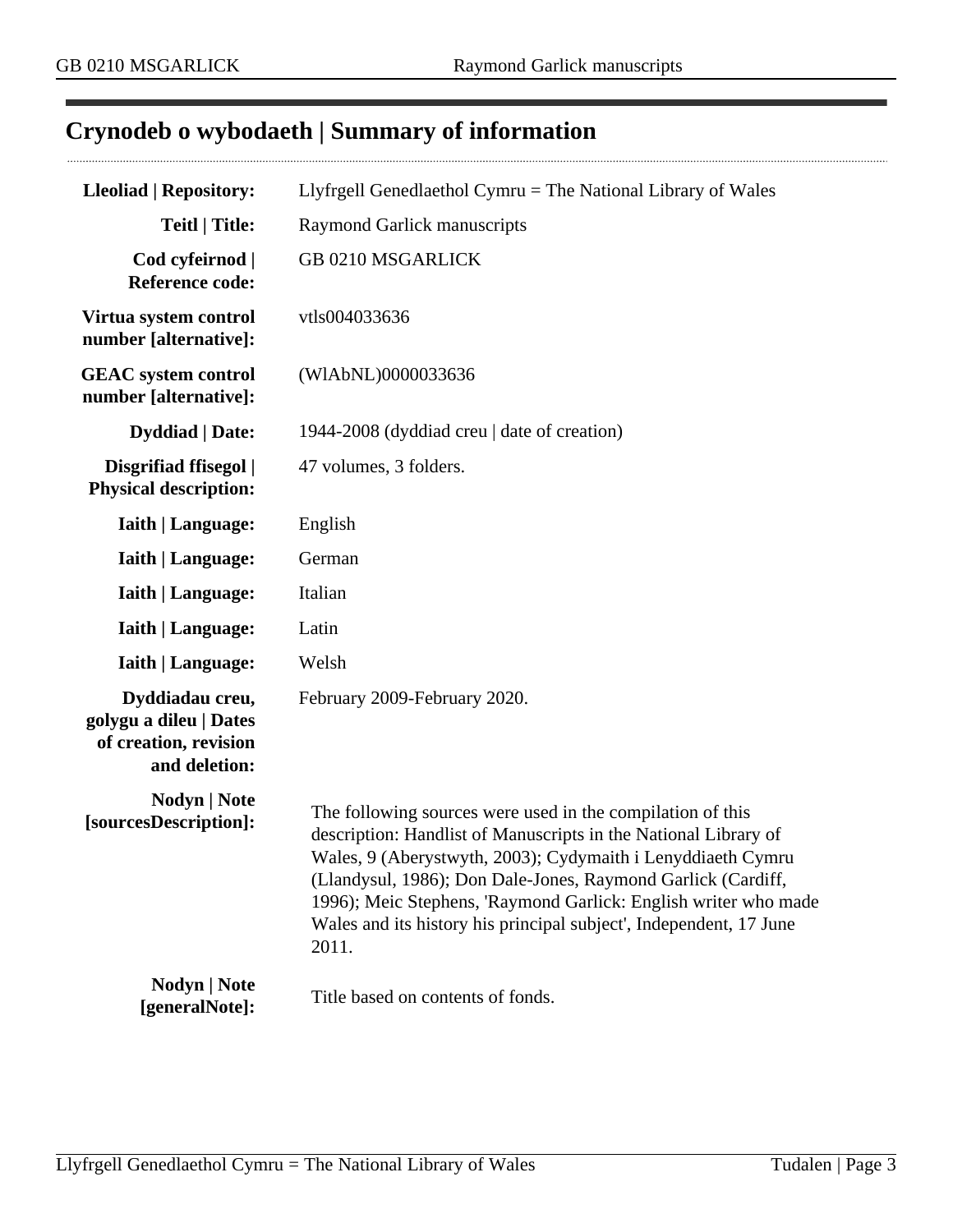# Crynodeb o wybodaeth | Summary of information

| | |
|---|---|
| **Lleoliad \| Repository:** | Llyfrgell Genedlaethol Cymru = The National Library of Wales |
| **Teitl \| Title:** | Raymond Garlick manuscripts |
| **Cod cyfeirnod \| Reference code:** | GB 0210 MSGARLICK |
| **Virtua system control number [alternative]:** | vtls004033636 |
| **GEAC system control number [alternative]:** | (WlAbNL)0000033636 |
| **Dyddiad \| Date:** | 1944-2008 (dyddiad creu \| date of creation) |
| **Disgrifiad ffisegol \| Physical description:** | 47 volumes, 3 folders. |
| **Iaith \| Language:** | English |
| **Iaith \| Language:** | German |
| **Iaith \| Language:** | Italian |
| **Iaith \| Language:** | Latin |
| **Iaith \| Language:** | Welsh |
| **Dyddiadau creu, golygu a dileu \| Dates of creation, revision and deletion:** | February 2009-February 2020. |
| **Nodyn \| Note [sourcesDescription]:** | The following sources were used in the compilation of this description: Handlist of Manuscripts in the National Library of Wales, 9 (Aberystwyth, 2003); Cydymaith i Lenyddiaeth Cymru (Llandysul, 1986); Don Dale-Jones, Raymond Garlick (Cardiff, 1996); Meic Stephens, 'Raymond Garlick: English writer who made Wales and its history his principal subject', Independent, 17 June 2011. |
| **Nodyn \| Note [generalNote]:** | Title based on contents of fonds. |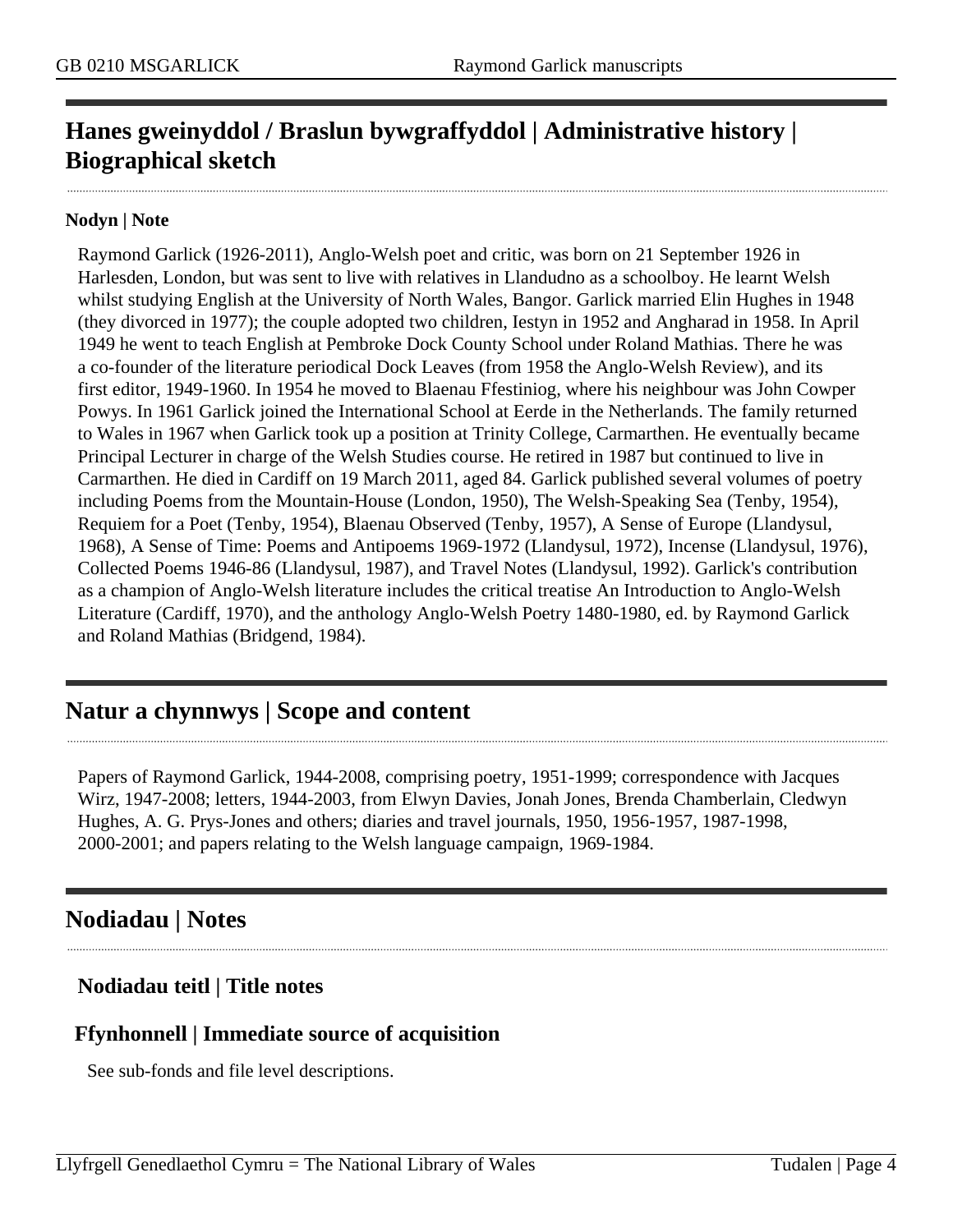## Hanes gweinyddol / Braslun bywgraffyddol | Administrative history | Biographical sketch

**Nodyn | Note**

Raymond Garlick (1926-2011), Anglo-Welsh poet and critic, was born on 21 September 1926 in Harlesden, London, but was sent to live with relatives in Llandudno as a schoolboy. He learnt Welsh whilst studying English at the University of North Wales, Bangor. Garlick married Elin Hughes in 1948 (they divorced in 1977); the couple adopted two children, Iestyn in 1952 and Angharad in 1958. In April 1949 he went to teach English at Pembroke Dock County School under Roland Mathias. There he was a co-founder of the literature periodical Dock Leaves (from 1958 the Anglo-Welsh Review), and its first editor, 1949-1960. In 1954 he moved to Blaenau Ffestiniog, where his neighbour was John Cowper Powys. In 1961 Garlick joined the International School at Eerde in the Netherlands. The family returned to Wales in 1967 when Garlick took up a position at Trinity College, Carmarthen. He eventually became Principal Lecturer in charge of the Welsh Studies course. He retired in 1987 but continued to live in Carmarthen. He died in Cardiff on 19 March 2011, aged 84. Garlick published several volumes of poetry including Poems from the Mountain-House (London, 1950), The Welsh-Speaking Sea (Tenby, 1954), Requiem for a Poet (Tenby, 1954), Blaenau Observed (Tenby, 1957), A Sense of Europe (Llandysul, 1968), A Sense of Time: Poems and Antipoems 1969-1972 (Llandysul, 1972), Incense (Llandysul, 1976), Collected Poems 1946-86 (Llandysul, 1987), and Travel Notes (Llandysul, 1992). Garlick's contribution as a champion of Anglo-Welsh literature includes the critical treatise An Introduction to Anglo-Welsh Literature (Cardiff, 1970), and the anthology Anglo-Welsh Poetry 1480-1980, ed. by Raymond Garlick and Roland Mathias (Bridgend, 1984).

## Natur a chynnwys | Scope and content

Papers of Raymond Garlick, 1944-2008, comprising poetry, 1951-1999; correspondence with Jacques Wirz, 1947-2008; letters, 1944-2003, from Elwyn Davies, Jonah Jones, Brenda Chamberlain, Cledwyn Hughes, A. G. Prys-Jones and others; diaries and travel journals, 1950, 1956-1957, 1987-1998, 2000-2001; and papers relating to the Welsh language campaign, 1969-1984.

## Nodiadau | Notes

### Nodiadau teitl | Title notes

### Ffynhonnell | Immediate source of acquisition

See sub-fonds and file level descriptions.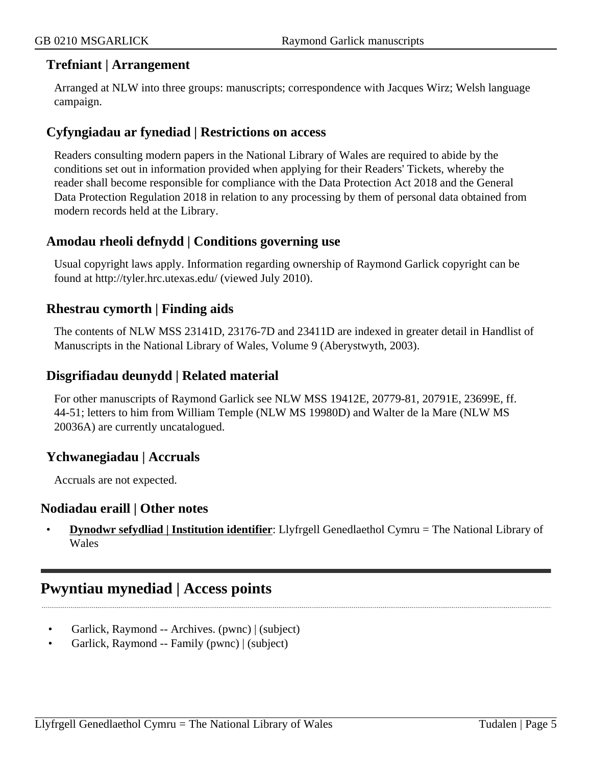### Trefniant | Arrangement

Arranged at NLW into three groups: manuscripts; correspondence with Jacques Wirz; Welsh language campaign.

### Cyfyngiadau ar fynediad | Restrictions on access

Readers consulting modern papers in the National Library of Wales are required to abide by the conditions set out in information provided when applying for their Readers' Tickets, whereby the reader shall become responsible for compliance with the Data Protection Act 2018 and the General Data Protection Regulation 2018 in relation to any processing by them of personal data obtained from modern records held at the Library.

### Amodau rheoli defnydd | Conditions governing use

Usual copyright laws apply. Information regarding ownership of Raymond Garlick copyright can be found at http://tyler.hrc.utexas.edu/ (viewed July 2010).

### Rhestrau cymorth | Finding aids

The contents of NLW MSS 23141D, 23176-7D and 23411D are indexed in greater detail in Handlist of Manuscripts in the National Library of Wales, Volume 9 (Aberystwyth, 2003).

### Disgrifiadau deunydd | Related material

For other manuscripts of Raymond Garlick see NLW MSS 19412E, 20779-81, 20791E, 23699E, ff. 44-51; letters to him from William Temple (NLW MS 19980D) and Walter de la Mare (NLW MS 20036A) are currently uncatalogued.

### Ychwanegiadau | Accruals

Accruals are not expected.

### Nodiadau eraill | Other notes

- **Dynodwr sefydliad | Institution identifier**: Llyfrgell Genedlaethol Cymru = The National Library of Wales

## Pwyntiau mynediad | Access points

- Garlick, Raymond -- Archives. (pwnc) | (subject)
- Garlick, Raymond -- Family (pwnc) | (subject)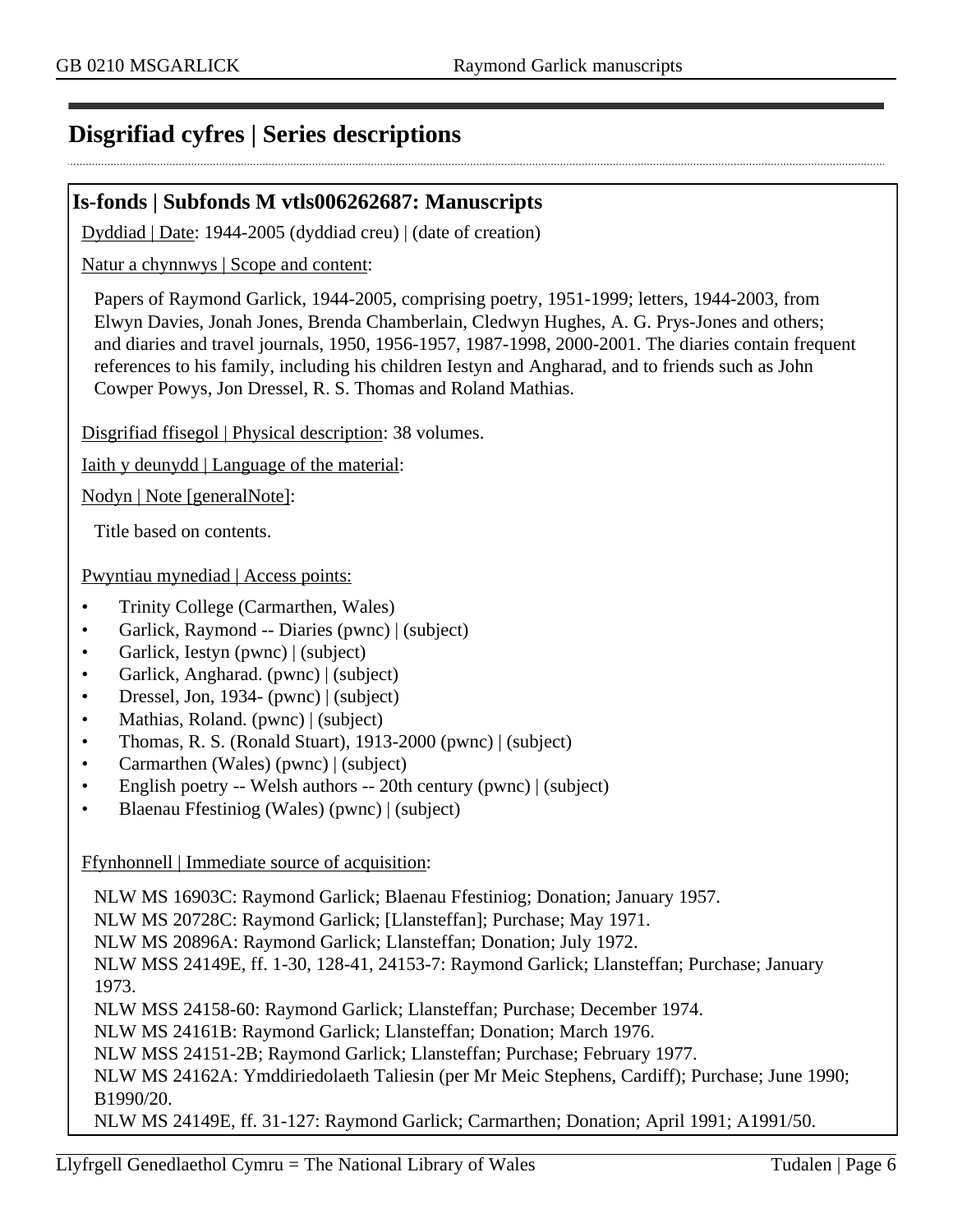## Disgrifiad cyfres | Series descriptions

### Is-fonds | Subfonds M vtls006262687: Manuscripts

Dyddiad | Date: 1944-2005 (dyddiad creu) | (date of creation)

Natur a chynnwys | Scope and content:

Papers of Raymond Garlick, 1944-2005, comprising poetry, 1951-1999; letters, 1944-2003, from Elwyn Davies, Jonah Jones, Brenda Chamberlain, Cledwyn Hughes, A. G. Prys-Jones and others; and diaries and travel journals, 1950, 1956-1957, 1987-1998, 2000-2001. The diaries contain frequent references to his family, including his children Iestyn and Angharad, and to friends such as John Cowper Powys, Jon Dressel, R. S. Thomas and Roland Mathias.

Disgrifiad ffisegol | Physical description: 38 volumes.

Iaith y deunydd | Language of the material:

Nodyn | Note [generalNote]:

Title based on contents.

Pwyntiau mynediad | Access points:

- Trinity College (Carmarthen, Wales)
- Garlick, Raymond -- Diaries (pwnc) | (subject)
- Garlick, Iestyn (pwnc) | (subject)
- Garlick, Angharad. (pwnc) | (subject)
- Dressel, Jon, 1934- (pwnc) | (subject)
- Mathias, Roland. (pwnc) | (subject)
- Thomas, R. S. (Ronald Stuart), 1913-2000 (pwnc) | (subject)
- Carmarthen (Wales) (pwnc) | (subject)
- English poetry -- Welsh authors -- 20th century (pwnc) | (subject)
- Blaenau Ffestiniog (Wales) (pwnc) | (subject)

Ffynhonnell | Immediate source of acquisition:

NLW MS 16903C: Raymond Garlick; Blaenau Ffestiniog; Donation; January 1957.
NLW MS 20728C: Raymond Garlick; [Llansteffan]; Purchase; May 1971.
NLW MS 20896A: Raymond Garlick; Llansteffan; Donation; July 1972.
NLW MSS 24149E, ff. 1-30, 128-41, 24153-7: Raymond Garlick; Llansteffan; Purchase; January 1973.
NLW MSS 24158-60: Raymond Garlick; Llansteffan; Purchase; December 1974.
NLW MS 24161B: Raymond Garlick; Llansteffan; Donation; March 1976.
NLW MSS 24151-2B; Raymond Garlick; Llansteffan; Purchase; February 1977.
NLW MS 24162A: Ymddiriedolaeth Taliesin (per Mr Meic Stephens, Cardiff); Purchase; June 1990; B1990/20.
NLW MS 24149E, ff. 31-127: Raymond Garlick; Carmarthen; Donation; April 1991; A1991/50.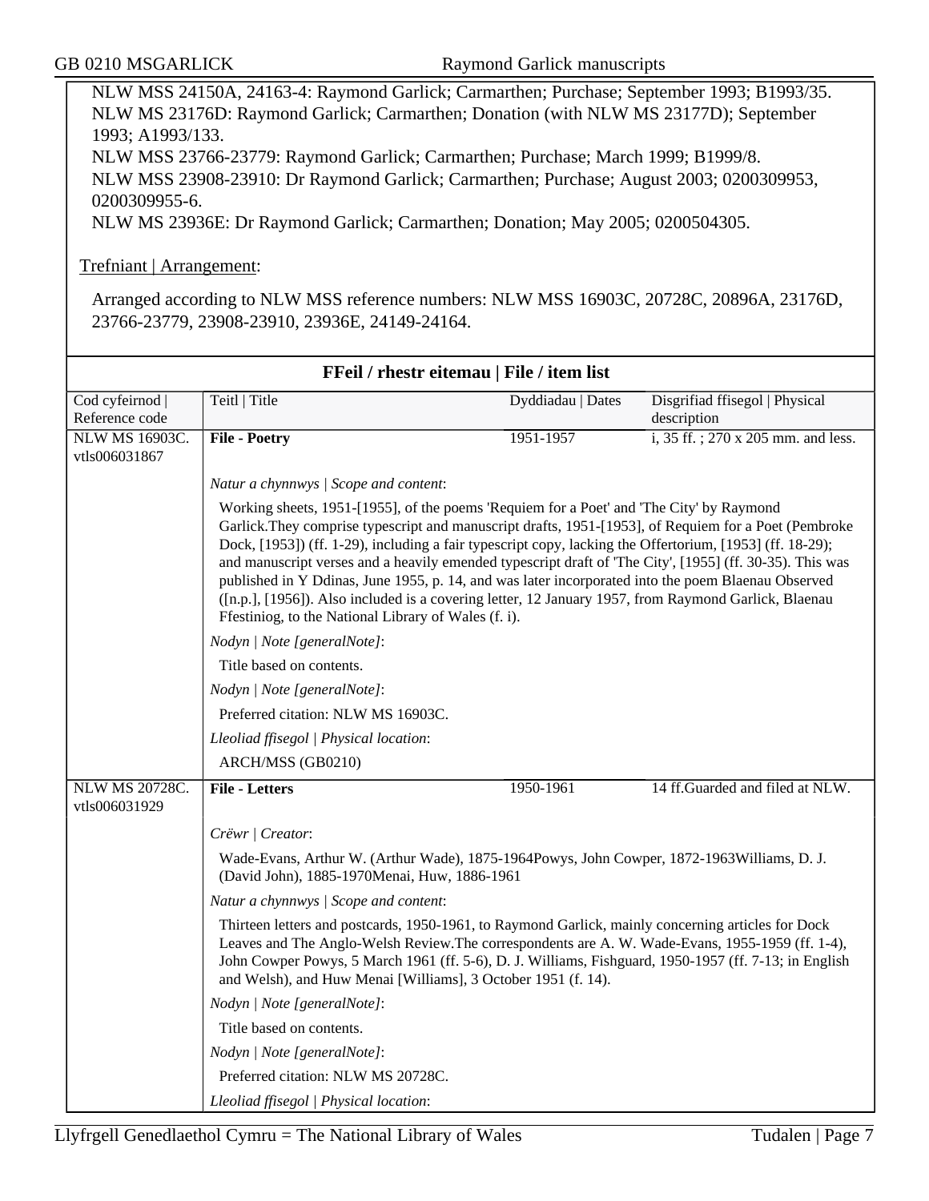NLW MSS 24150A, 24163-4: Raymond Garlick; Carmarthen; Purchase; September 1993; B1993/35.
NLW MS 23176D: Raymond Garlick; Carmarthen; Donation (with NLW MS 23177D); September 1993; A1993/133.
NLW MSS 23766-23779: Raymond Garlick; Carmarthen; Purchase; March 1999; B1999/8.
NLW MSS 23908-23910: Dr Raymond Garlick; Carmarthen; Purchase; August 2003; 0200309953, 0200309955-6.
NLW MS 23936E: Dr Raymond Garlick; Carmarthen; Donation; May 2005; 0200504305.

Trefniant | Arrangement:

Arranged according to NLW MSS reference numbers: NLW MSS 16903C, 20728C, 20896A, 23176D, 23766-23779, 23908-23910, 23936E, 24149-24164.

## FFeil / rhestr eitemau | File / item list

| Cod cyfeirnod \| Reference code | Teitl \| Title | Dyddiadau \| Dates | Disgrifiad ffisegol \| Physical description |
|---|---|---|---|
| NLW MS 16903C. vtls006031867 | **File - Poetry** | 1951-1957 | i, 35 ff. ; 270 x 205 mm. and less. |

*Natur a chynnwys | Scope and content*:

Working sheets, 1951-[1955], of the poems 'Requiem for a Poet' and 'The City' by Raymond Garlick.They comprise typescript and manuscript drafts, 1951-[1953], of Requiem for a Poet (Pembroke Dock, [1953]) (ff. 1-29), including a fair typescript copy, lacking the Offertorium, [1953] (ff. 18-29); and manuscript verses and a heavily emended typescript draft of 'The City', [1955] (ff. 30-35). This was published in Y Ddinas, June 1955, p. 14, and was later incorporated into the poem Blaenau Observed ([n.p.], [1956]). Also included is a covering letter, 12 January 1957, from Raymond Garlick, Blaenau Ffestiniog, to the National Library of Wales (f. i).

*Nodyn | Note [generalNote]*:

Title based on contents.

*Nodyn | Note [generalNote]*:

Preferred citation: NLW MS 16903C.

*Lleoliad ffisegol | Physical location*:

ARCH/MSS (GB0210)

| Cod cyfeirnod \| Reference code | Teitl \| Title | Dyddiadau \| Dates | Disgrifiad ffisegol \| Physical description |
|---|---|---|---|
| NLW MS 20728C. vtls006031929 | **File - Letters** | 1950-1961 | 14 ff.Guarded and filed at NLW. |

*Crëwr | Creator*:

Wade-Evans, Arthur W. (Arthur Wade), 1875-1964Powys, John Cowper, 1872-1963Williams, D. J. (David John), 1885-1970Menai, Huw, 1886-1961

*Natur a chynnwys | Scope and content*:

Thirteen letters and postcards, 1950-1961, to Raymond Garlick, mainly concerning articles for Dock Leaves and The Anglo-Welsh Review.The correspondents are A. W. Wade-Evans, 1955-1959 (ff. 1-4), John Cowper Powys, 5 March 1961 (ff. 5-6), D. J. Williams, Fishguard, 1950-1957 (ff. 7-13; in English and Welsh), and Huw Menai [Williams], 3 October 1951 (f. 14).

*Nodyn | Note [generalNote]*:

Title based on contents.

*Nodyn | Note [generalNote]*:

Preferred citation: NLW MS 20728C.

*Lleoliad ffisegol | Physical location*: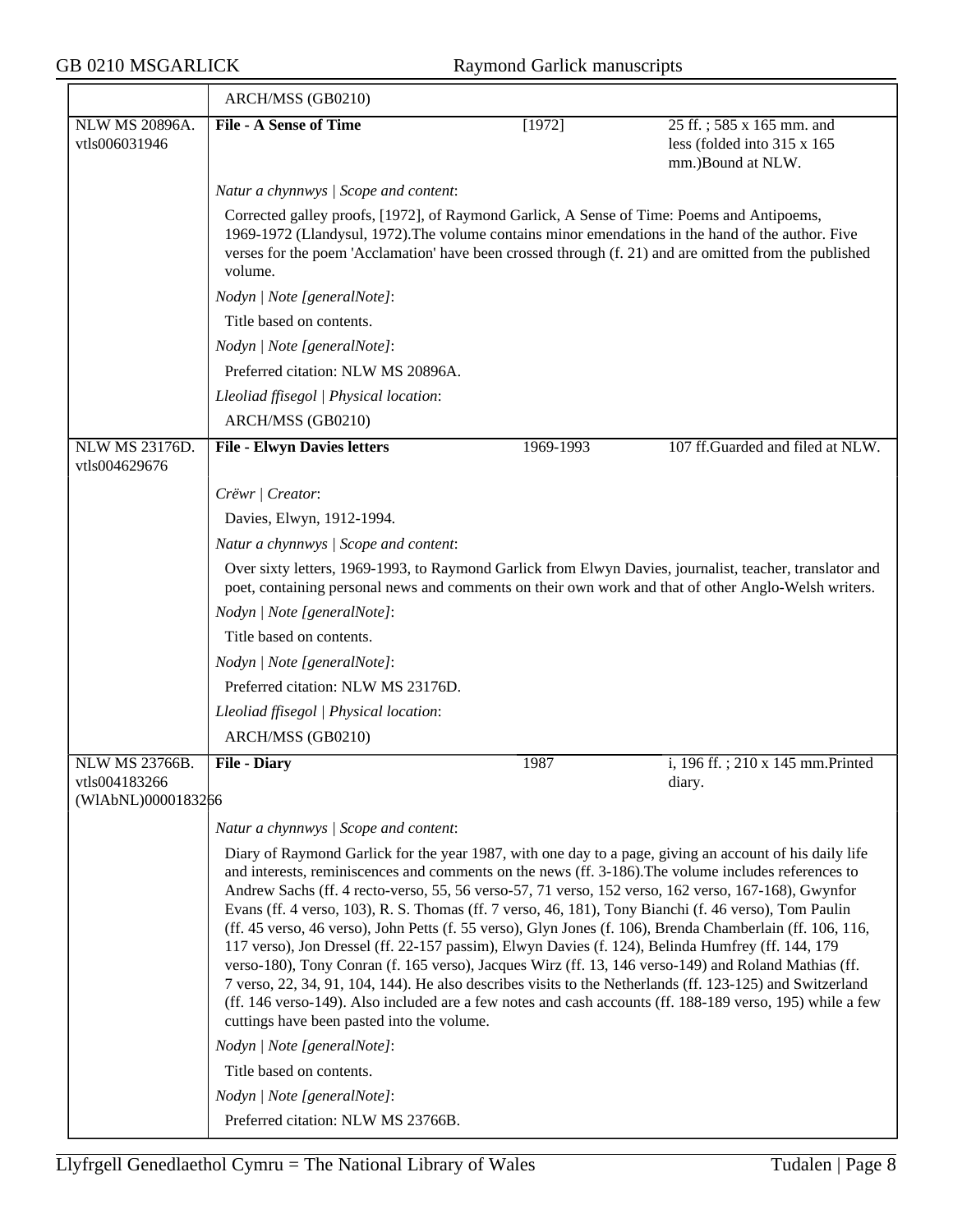ARCH/MSS (GB0210)

| NLW MS 20896A. vtls006031946 | **File - A Sense of Time** | [1972] | 25 ff. ; 585 x 165 mm. and less (folded into 315 x 165 mm.)Bound at NLW. |
|---|---|---|---|

*Natur a chynnwys | Scope and content*:

Corrected galley proofs, [1972], of Raymond Garlick, A Sense of Time: Poems and Antipoems, 1969-1972 (Llandysul, 1972).The volume contains minor emendations in the hand of the author. Five verses for the poem 'Acclamation' have been crossed through (f. 21) and are omitted from the published volume.

*Nodyn | Note [generalNote]*:

Title based on contents.

*Nodyn | Note [generalNote]*:

Preferred citation: NLW MS 20896A.

*Lleoliad ffisegol | Physical location*:

ARCH/MSS (GB0210)

| NLW MS 23176D. vtls004629676 | **File - Elwyn Davies letters** | 1969-1993 | 107 ff.Guarded and filed at NLW. |
|---|---|---|---|

*Crëwr | Creator*:

Davies, Elwyn, 1912-1994.

*Natur a chynnwys | Scope and content*:

Over sixty letters, 1969-1993, to Raymond Garlick from Elwyn Davies, journalist, teacher, translator and poet, containing personal news and comments on their own work and that of other Anglo-Welsh writers.

*Nodyn | Note [generalNote]*:

Title based on contents.

*Nodyn | Note [generalNote]*:

Preferred citation: NLW MS 23176D.

*Lleoliad ffisegol | Physical location*:

ARCH/MSS (GB0210)

| NLW MS 23766B. vtls004183266 (WlAbNL)0000183266 | **File - Diary** | 1987 | i, 196 ff. ; 210 x 145 mm.Printed diary. |
|---|---|---|---|

*Natur a chynnwys | Scope and content*:

Diary of Raymond Garlick for the year 1987, with one day to a page, giving an account of his daily life and interests, reminiscences and comments on the news (ff. 3-186).The volume includes references to Andrew Sachs (ff. 4 recto-verso, 55, 56 verso-57, 71 verso, 152 verso, 162 verso, 167-168), Gwynfor Evans (ff. 4 verso, 103), R. S. Thomas (ff. 7 verso, 46, 181), Tony Bianchi (f. 46 verso), Tom Paulin (ff. 45 verso, 46 verso), John Petts (f. 55 verso), Glyn Jones (f. 106), Brenda Chamberlain (ff. 106, 116, 117 verso), Jon Dressel (ff. 22-157 passim), Elwyn Davies (f. 124), Belinda Humfrey (ff. 144, 179 verso-180), Tony Conran (f. 165 verso), Jacques Wirz (ff. 13, 146 verso-149) and Roland Mathias (ff. 7 verso, 22, 34, 91, 104, 144). He also describes visits to the Netherlands (ff. 123-125) and Switzerland (ff. 146 verso-149). Also included are a few notes and cash accounts (ff. 188-189 verso, 195) while a few cuttings have been pasted into the volume.

*Nodyn | Note [generalNote]*:

Title based on contents.

*Nodyn | Note [generalNote]*:

Preferred citation: NLW MS 23766B.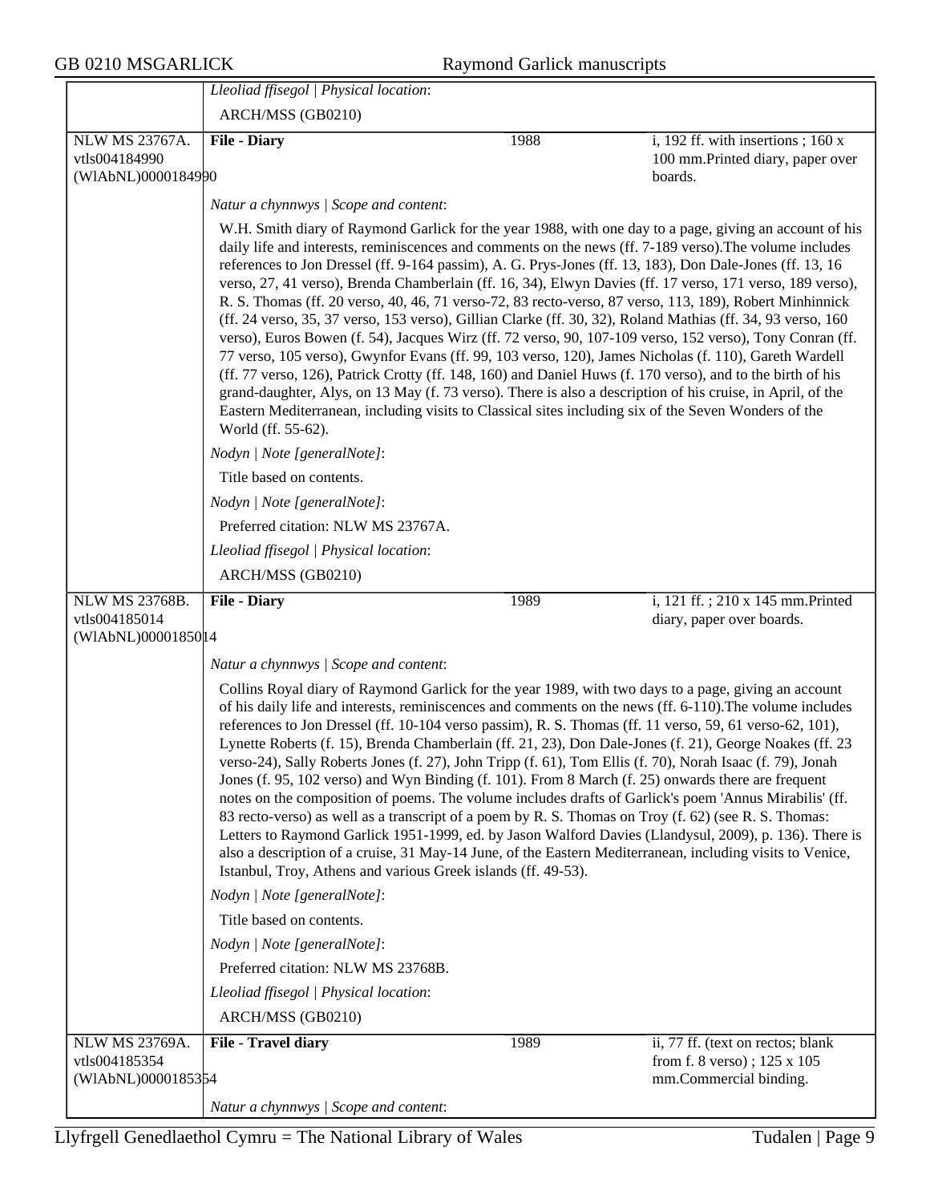| | | | |
|---|---|---|---|
| | *Lleoliad ffisegol \| Physical location*:<br>ARCH/MSS (GB0210) | | |
| NLW MS 23767A.<br>vtls004184990<br>(WlAbNL)0000184990 | **File - Diary** | 1988 | i, 192 ff. with insertions ; 160 x 100 mm.Printed diary, paper over boards. |
| | *Natur a chynnwys \| Scope and content*:<br>W.H. Smith diary of Raymond Garlick for the year 1988, with one day to a page, giving an account of his daily life and interests, reminiscences and comments on the news (ff. 7-189 verso).The volume includes references to Jon Dressel (ff. 9-164 passim), A. G. Prys-Jones (ff. 13, 183), Don Dale-Jones (ff. 13, 16 verso, 27, 41 verso), Brenda Chamberlain (ff. 16, 34), Elwyn Davies (ff. 17 verso, 171 verso, 189 verso), R. S. Thomas (ff. 20 verso, 40, 46, 71 verso-72, 83 recto-verso, 87 verso, 113, 189), Robert Minhinnick (ff. 24 verso, 35, 37 verso, 153 verso), Gillian Clarke (ff. 30, 32), Roland Mathias (ff. 34, 93 verso, 160 verso), Euros Bowen (f. 54), Jacques Wirz (ff. 72 verso, 90, 107-109 verso, 152 verso), Tony Conran (ff. 77 verso, 105 verso), Gwynfor Evans (ff. 99, 103 verso, 120), James Nicholas (f. 110), Gareth Wardell (ff. 77 verso, 126), Patrick Crotty (ff. 148, 160) and Daniel Huws (f. 170 verso), and to the birth of his grand-daughter, Alys, on 13 May (f. 73 verso). There is also a description of his cruise, in April, of the Eastern Mediterranean, including visits to Classical sites including six of the Seven Wonders of the World (ff. 55-62).<br>*Nodyn \| Note [generalNote]*:<br>Title based on contents.<br>*Nodyn \| Note [generalNote]*:<br>Preferred citation: NLW MS 23767A.<br>*Lleoliad ffisegol \| Physical location*:<br>ARCH/MSS (GB0210) | | |
| NLW MS 23768B.<br>vtls004185014<br>(WlAbNL)0000185014 | **File - Diary** | 1989 | i, 121 ff. ; 210 x 145 mm.Printed diary, paper over boards. |
| | *Natur a chynnwys \| Scope and content*:<br>Collins Royal diary of Raymond Garlick for the year 1989, with two days to a page, giving an account of his daily life and interests, reminiscences and comments on the news (ff. 6-110).The volume includes references to Jon Dressel (ff. 10-104 verso passim), R. S. Thomas (ff. 11 verso, 59, 61 verso-62, 101), Lynette Roberts (f. 15), Brenda Chamberlain (ff. 21, 23), Don Dale-Jones (f. 21), George Noakes (ff. 23 verso-24), Sally Roberts Jones (f. 27), John Tripp (f. 61), Tom Ellis (f. 70), Norah Isaac (f. 79), Jonah Jones (f. 95, 102 verso) and Wyn Binding (f. 101). From 8 March (f. 25) onwards there are frequent notes on the composition of poems. The volume includes drafts of Garlick's poem 'Annus Mirabilis' (ff. 83 recto-verso) as well as a transcript of a poem by R. S. Thomas on Troy (f. 62) (see R. S. Thomas: Letters to Raymond Garlick 1951-1999, ed. by Jason Walford Davies (Llandysul, 2009), p. 136). There is also a description of a cruise, 31 May-14 June, of the Eastern Mediterranean, including visits to Venice, Istanbul, Troy, Athens and various Greek islands (ff. 49-53).<br>*Nodyn \| Note [generalNote]*:<br>Title based on contents.<br>*Nodyn \| Note [generalNote]*:<br>Preferred citation: NLW MS 23768B.<br>*Lleoliad ffisegol \| Physical location*:<br>ARCH/MSS (GB0210) | | |
| NLW MS 23769A.<br>vtls004185354<br>(WlAbNL)0000185354 | **File - Travel diary** | 1989 | ii, 77 ff. (text on rectos; blank from f. 8 verso) ; 125 x 105 mm.Commercial binding. |
| | *Natur a chynnwys \| Scope and content*: | | |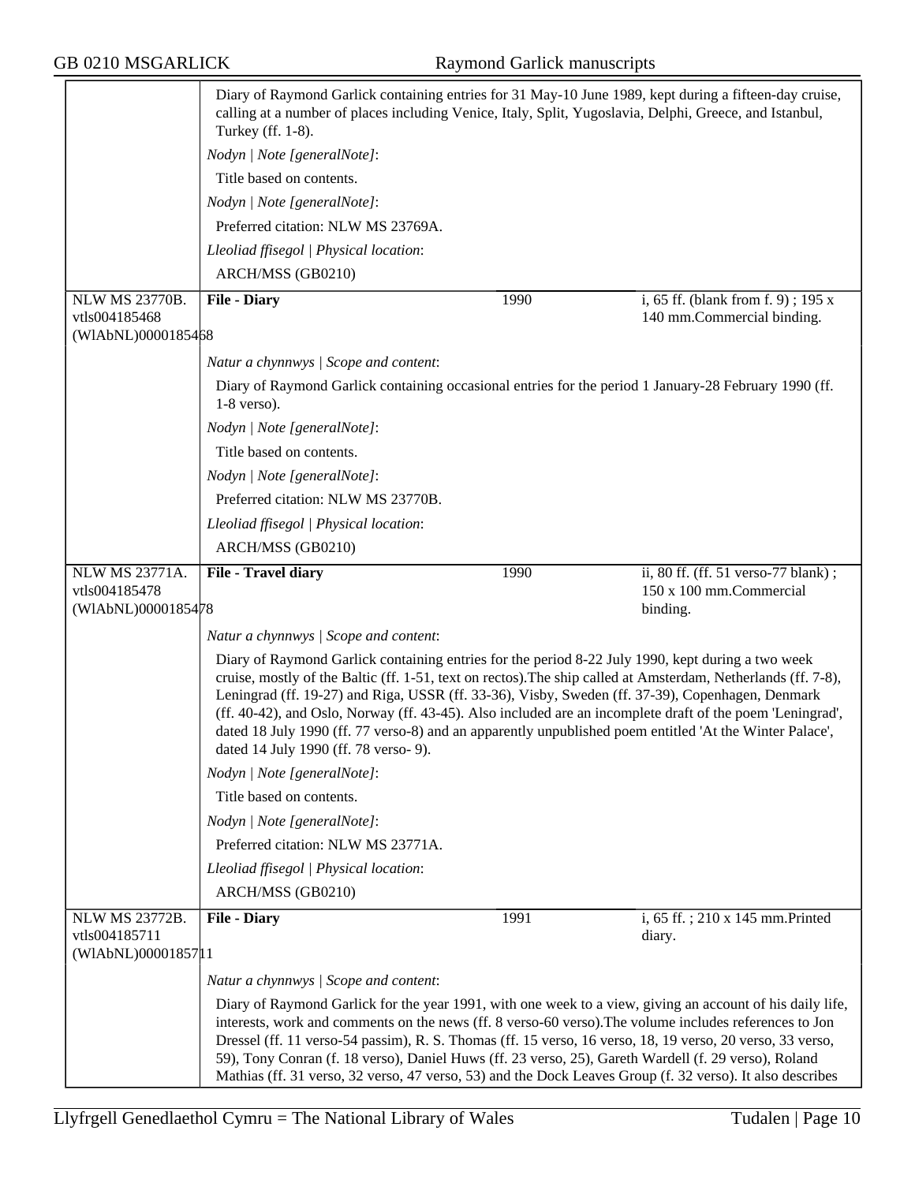Diary of Raymond Garlick containing entries for 31 May-10 June 1989, kept during a fifteen-day cruise, calling at a number of places including Venice, Italy, Split, Yugoslavia, Delphi, Greece, and Istanbul, Turkey (ff. 1-8).

*Nodyn | Note [generalNote]*:

Title based on contents.

*Nodyn | Note [generalNote]*:

Preferred citation: NLW MS 23769A.

*Lleoliad ffisegol | Physical location*:

ARCH/MSS (GB0210)

| NLW MS 23770B. vtls004185468 (WlAbNL)0000185468 | **File - Diary** | 1990 | i, 65 ff. (blank from f. 9) ; 195 x 140 mm.Commercial binding. |
|---|---|---|---|

*Natur a chynnwys | Scope and content*:

Diary of Raymond Garlick containing occasional entries for the period 1 January-28 February 1990 (ff. 1-8 verso).

*Nodyn | Note [generalNote]*:

Title based on contents.

*Nodyn | Note [generalNote]*:

Preferred citation: NLW MS 23770B.

*Lleoliad ffisegol | Physical location*:

ARCH/MSS (GB0210)

| NLW MS 23771A. vtls004185478 (WlAbNL)0000185478 | **File - Travel diary** | 1990 | ii, 80 ff. (ff. 51 verso-77 blank) ; 150 x 100 mm.Commercial binding. |
|---|---|---|---|

*Natur a chynnwys | Scope and content*:

Diary of Raymond Garlick containing entries for the period 8-22 July 1990, kept during a two week cruise, mostly of the Baltic (ff. 1-51, text on rectos).The ship called at Amsterdam, Netherlands (ff. 7-8), Leningrad (ff. 19-27) and Riga, USSR (ff. 33-36), Visby, Sweden (ff. 37-39), Copenhagen, Denmark (ff. 40-42), and Oslo, Norway (ff. 43-45). Also included are an incomplete draft of the poem 'Leningrad', dated 18 July 1990 (ff. 77 verso-8) and an apparently unpublished poem entitled 'At the Winter Palace', dated 14 July 1990 (ff. 78 verso- 9).

*Nodyn | Note [generalNote]*:

Title based on contents.

*Nodyn | Note [generalNote]*:

Preferred citation: NLW MS 23771A.

*Lleoliad ffisegol | Physical location*:

ARCH/MSS (GB0210)

| NLW MS 23772B. vtls004185711 (WlAbNL)0000185711 | **File - Diary** | 1991 | i, 65 ff. ; 210 x 145 mm.Printed diary. |
|---|---|---|---|

*Natur a chynnwys | Scope and content*:

Diary of Raymond Garlick for the year 1991, with one week to a view, giving an account of his daily life, interests, work and comments on the news (ff. 8 verso-60 verso).The volume includes references to Jon Dressel (ff. 11 verso-54 passim), R. S. Thomas (ff. 15 verso, 16 verso, 18, 19 verso, 20 verso, 33 verso, 59), Tony Conran (f. 18 verso), Daniel Huws (ff. 23 verso, 25), Gareth Wardell (f. 29 verso), Roland Mathias (ff. 31 verso, 32 verso, 47 verso, 53) and the Dock Leaves Group (f. 32 verso). It also describes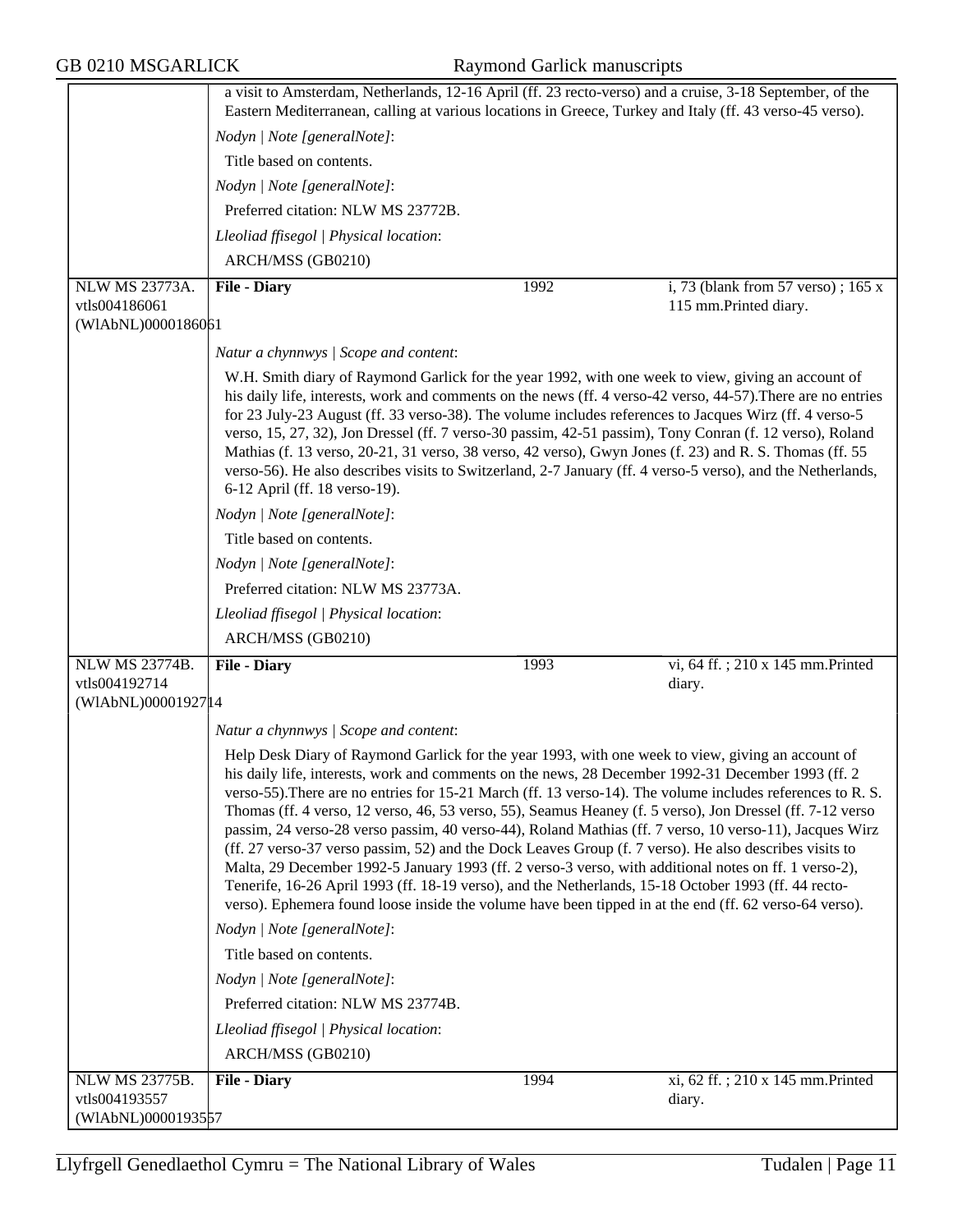a visit to Amsterdam, Netherlands, 12-16 April (ff. 23 recto-verso) and a cruise, 3-18 September, of the Eastern Mediterranean, calling at various locations in Greece, Turkey and Italy (ff. 43 verso-45 verso).

*Nodyn | Note [generalNote]*:

Title based on contents.

*Nodyn | Note [generalNote]*:

Preferred citation: NLW MS 23772B.

*Lleoliad ffisegol | Physical location*:

ARCH/MSS (GB0210)

| NLW MS 23773A. vtls004186061 (WlAbNL)0000186061 | **File - Diary** | 1992 | i, 73 (blank from 57 verso) ; 165 x 115 mm.Printed diary. |
|---|---|---|---|

*Natur a chynnwys | Scope and content*:

W.H. Smith diary of Raymond Garlick for the year 1992, with one week to view, giving an account of his daily life, interests, work and comments on the news (ff. 4 verso-42 verso, 44-57).There are no entries for 23 July-23 August (ff. 33 verso-38). The volume includes references to Jacques Wirz (ff. 4 verso-5 verso, 15, 27, 32), Jon Dressel (ff. 7 verso-30 passim, 42-51 passim), Tony Conran (f. 12 verso), Roland Mathias (f. 13 verso, 20-21, 31 verso, 38 verso, 42 verso), Gwyn Jones (f. 23) and R. S. Thomas (ff. 55 verso-56). He also describes visits to Switzerland, 2-7 January (ff. 4 verso-5 verso), and the Netherlands, 6-12 April (ff. 18 verso-19).

*Nodyn | Note [generalNote]*:

Title based on contents.

*Nodyn | Note [generalNote]*:

Preferred citation: NLW MS 23773A.

*Lleoliad ffisegol | Physical location*:

ARCH/MSS (GB0210)

| NLW MS 23774B. vtls004192714 (WlAbNL)0000192714 | **File - Diary** | 1993 | vi, 64 ff. ; 210 x 145 mm.Printed diary. |
|---|---|---|---|

*Natur a chynnwys | Scope and content*:

Help Desk Diary of Raymond Garlick for the year 1993, with one week to view, giving an account of his daily life, interests, work and comments on the news, 28 December 1992-31 December 1993 (ff. 2 verso-55).There are no entries for 15-21 March (ff. 13 verso-14). The volume includes references to R. S. Thomas (ff. 4 verso, 12 verso, 46, 53 verso, 55), Seamus Heaney (f. 5 verso), Jon Dressel (ff. 7-12 verso passim, 24 verso-28 verso passim, 40 verso-44), Roland Mathias (ff. 7 verso, 10 verso-11), Jacques Wirz (ff. 27 verso-37 verso passim, 52) and the Dock Leaves Group (f. 7 verso). He also describes visits to Malta, 29 December 1992-5 January 1993 (ff. 2 verso-3 verso, with additional notes on ff. 1 verso-2), Tenerife, 16-26 April 1993 (ff. 18-19 verso), and the Netherlands, 15-18 October 1993 (ff. 44 recto-verso). Ephemera found loose inside the volume have been tipped in at the end (ff. 62 verso-64 verso).

*Nodyn | Note [generalNote]*:

Title based on contents.

*Nodyn | Note [generalNote]*:

Preferred citation: NLW MS 23774B.

*Lleoliad ffisegol | Physical location*:

ARCH/MSS (GB0210)

| NLW MS 23775B. vtls004193557 (WlAbNL)0000193557 | **File - Diary** | 1994 | xi, 62 ff. ; 210 x 145 mm.Printed diary. |
|---|---|---|---|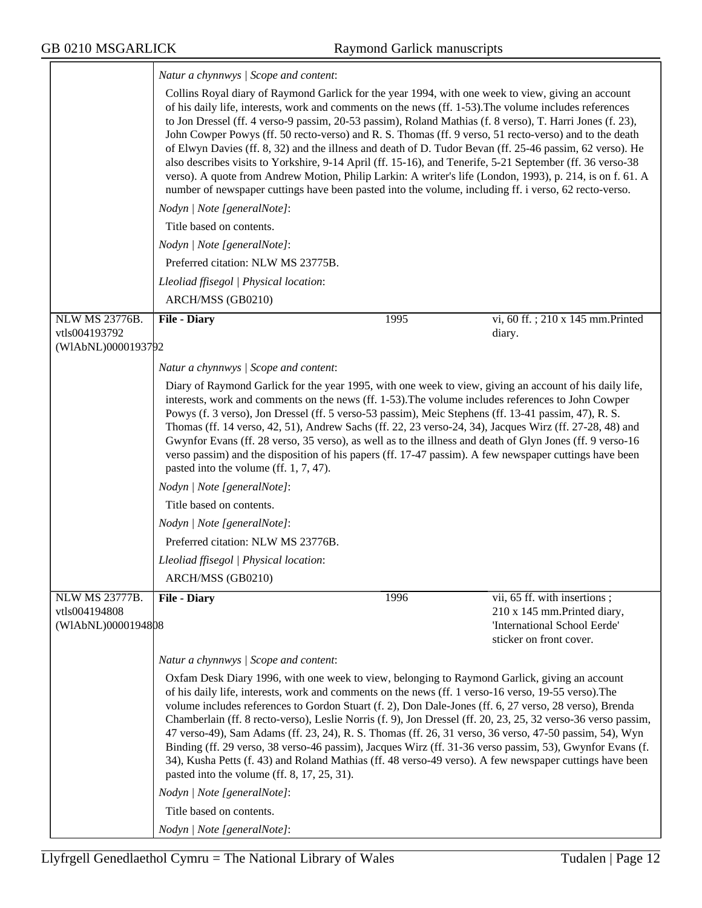*Natur a chynnwys | Scope and content*:

Collins Royal diary of Raymond Garlick for the year 1994, with one week to view, giving an account of his daily life, interests, work and comments on the news (ff. 1-53).The volume includes references to Jon Dressel (ff. 4 verso-9 passim, 20-53 passim), Roland Mathias (f. 8 verso), T. Harri Jones (f. 23), John Cowper Powys (ff. 50 recto-verso) and R. S. Thomas (ff. 9 verso, 51 recto-verso) and to the death of Elwyn Davies (ff. 8, 32) and the illness and death of D. Tudor Bevan (ff. 25-46 passim, 62 verso). He also describes visits to Yorkshire, 9-14 April (ff. 15-16), and Tenerife, 5-21 September (ff. 36 verso-38 verso). A quote from Andrew Motion, Philip Larkin: A writer's life (London, 1993), p. 214, is on f. 61. A number of newspaper cuttings have been pasted into the volume, including ff. i verso, 62 recto-verso.

*Nodyn | Note [generalNote]*:

Title based on contents.

*Nodyn | Note [generalNote]*:

Preferred citation: NLW MS 23775B.

*Lleoliad ffisegol | Physical location*:

ARCH/MSS (GB0210)

| NLW MS 23776B. vtls004193792 (WlAbNL)0000193792 | **File - Diary** | 1995 | vi, 60 ff. ; 210 x 145 mm.Printed diary. |
|---|---|---|---|

*Natur a chynnwys | Scope and content*:

Diary of Raymond Garlick for the year 1995, with one week to view, giving an account of his daily life, interests, work and comments on the news (ff. 1-53).The volume includes references to John Cowper Powys (f. 3 verso), Jon Dressel (ff. 5 verso-53 passim), Meic Stephens (ff. 13-41 passim, 47), R. S. Thomas (ff. 14 verso, 42, 51), Andrew Sachs (ff. 22, 23 verso-24, 34), Jacques Wirz (ff. 27-28, 48) and Gwynfor Evans (ff. 28 verso, 35 verso), as well as to the illness and death of Glyn Jones (ff. 9 verso-16 verso passim) and the disposition of his papers (ff. 17-47 passim). A few newspaper cuttings have been pasted into the volume (ff. 1, 7, 47).

*Nodyn | Note [generalNote]*:

Title based on contents.

*Nodyn | Note [generalNote]*:

Preferred citation: NLW MS 23776B.

*Lleoliad ffisegol | Physical location*:

ARCH/MSS (GB0210)

| NLW MS 23777B. vtls004194808 (WlAbNL)0000194808 | **File - Diary** | 1996 | vii, 65 ff. with insertions ; 210 x 145 mm.Printed diary, 'International School Eerde' sticker on front cover. |
|---|---|---|---|

*Natur a chynnwys | Scope and content*:

Oxfam Desk Diary 1996, with one week to view, belonging to Raymond Garlick, giving an account of his daily life, interests, work and comments on the news (ff. 1 verso-16 verso, 19-55 verso).The volume includes references to Gordon Stuart (f. 2), Don Dale-Jones (ff. 6, 27 verso, 28 verso), Brenda Chamberlain (ff. 8 recto-verso), Leslie Norris (f. 9), Jon Dressel (ff. 20, 23, 25, 32 verso-36 verso passim, 47 verso-49), Sam Adams (ff. 23, 24), R. S. Thomas (ff. 26, 31 verso, 36 verso, 47-50 passim, 54), Wyn Binding (ff. 29 verso, 38 verso-46 passim), Jacques Wirz (ff. 31-36 verso passim, 53), Gwynfor Evans (f. 34), Kusha Petts (f. 43) and Roland Mathias (ff. 48 verso-49 verso). A few newspaper cuttings have been pasted into the volume (ff. 8, 17, 25, 31).

*Nodyn | Note [generalNote]*:

Title based on contents.

*Nodyn | Note [generalNote]*: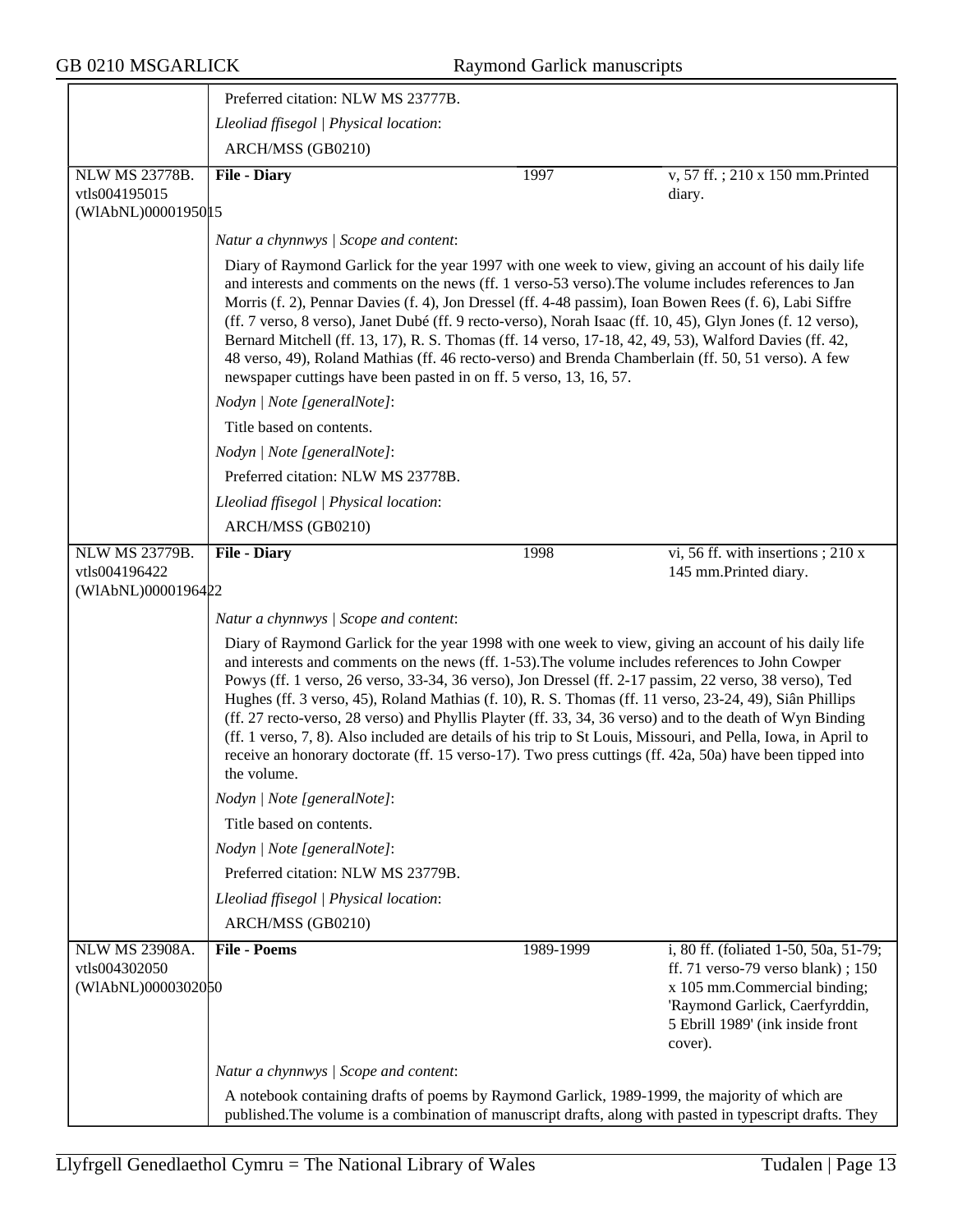Preferred citation: NLW MS 23777B.

*Lleoliad ffisegol | Physical location*:

ARCH/MSS (GB0210)

| NLW MS 23778B. vtls004195015 (WlAbNL)0000195015 | **File - Diary** | 1997 | v, 57 ff. ; 210 x 150 mm.Printed diary. |
|---|---|---|---|

*Natur a chynnwys | Scope and content*:

Diary of Raymond Garlick for the year 1997 with one week to view, giving an account of his daily life and interests and comments on the news (ff. 1 verso-53 verso).The volume includes references to Jan Morris (f. 2), Pennar Davies (f. 4), Jon Dressel (ff. 4-48 passim), Ioan Bowen Rees (f. 6), Labi Siffre (ff. 7 verso, 8 verso), Janet Dubé (ff. 9 recto-verso), Norah Isaac (ff. 10, 45), Glyn Jones (f. 12 verso), Bernard Mitchell (ff. 13, 17), R. S. Thomas (ff. 14 verso, 17-18, 42, 49, 53), Walford Davies (ff. 42, 48 verso, 49), Roland Mathias (ff. 46 recto-verso) and Brenda Chamberlain (ff. 50, 51 verso). A few newspaper cuttings have been pasted in on ff. 5 verso, 13, 16, 57.

*Nodyn | Note [generalNote]*:

Title based on contents.

*Nodyn | Note [generalNote]*:

Preferred citation: NLW MS 23778B.

*Lleoliad ffisegol | Physical location*:

ARCH/MSS (GB0210)

| NLW MS 23779B. vtls004196422 (WlAbNL)0000196422 | **File - Diary** | 1998 | vi, 56 ff. with insertions ; 210 x 145 mm.Printed diary. |
|---|---|---|---|

*Natur a chynnwys | Scope and content*:

Diary of Raymond Garlick for the year 1998 with one week to view, giving an account of his daily life and interests and comments on the news (ff. 1-53).The volume includes references to John Cowper Powys (ff. 1 verso, 26 verso, 33-34, 36 verso), Jon Dressel (ff. 2-17 passim, 22 verso, 38 verso), Ted Hughes (ff. 3 verso, 45), Roland Mathias (f. 10), R. S. Thomas (ff. 11 verso, 23-24, 49), Siân Phillips (ff. 27 recto-verso, 28 verso) and Phyllis Playter (ff. 33, 34, 36 verso) and to the death of Wyn Binding (ff. 1 verso, 7, 8). Also included are details of his trip to St Louis, Missouri, and Pella, Iowa, in April to receive an honorary doctorate (ff. 15 verso-17). Two press cuttings (ff. 42a, 50a) have been tipped into the volume.

*Nodyn | Note [generalNote]*:

Title based on contents.

*Nodyn | Note [generalNote]*:

Preferred citation: NLW MS 23779B.

*Lleoliad ffisegol | Physical location*:

ARCH/MSS (GB0210)

| NLW MS 23908A. vtls004302050 (WlAbNL)0000302050 | **File - Poems** | 1989-1999 | i, 80 ff. (foliated 1-50, 50a, 51-79; ff. 71 verso-79 verso blank) ; 150 x 105 mm.Commercial binding; 'Raymond Garlick, Caerfyrddin, 5 Ebrill 1989' (ink inside front cover). |
|---|---|---|---|

*Natur a chynnwys | Scope and content*:

A notebook containing drafts of poems by Raymond Garlick, 1989-1999, the majority of which are published.The volume is a combination of manuscript drafts, along with pasted in typescript drafts. They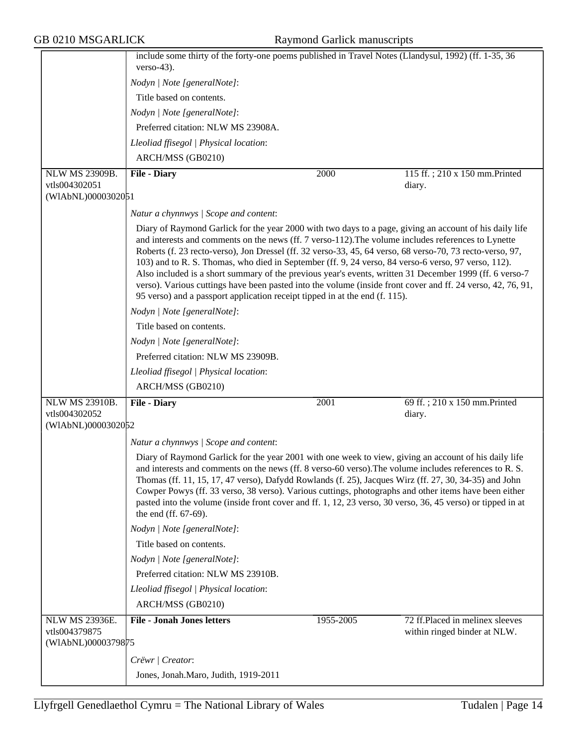include some thirty of the forty-one poems published in Travel Notes (Llandysul, 1992) (ff. 1-35, 36 verso-43).

*Nodyn | Note [generalNote]*:

Title based on contents.

*Nodyn | Note [generalNote]*:

Preferred citation: NLW MS 23908A.

*Lleoliad ffisegol | Physical location*:

ARCH/MSS (GB0210)

| | | | |
|---|---|---|---|
| NLW MS 23909B. vtls004302051 (WlAbNL)0000302051 | **File - Diary** | 2000 | 115 ff. ; 210 x 150 mm.Printed diary. |

*Natur a chynnwys | Scope and content*:

Diary of Raymond Garlick for the year 2000 with two days to a page, giving an account of his daily life and interests and comments on the news (ff. 7 verso-112).The volume includes references to Lynette Roberts (f. 23 recto-verso), Jon Dressel (ff. 32 verso-33, 45, 64 verso, 68 verso-70, 73 recto-verso, 97, 103) and to R. S. Thomas, who died in September (ff. 9, 24 verso, 84 verso-6 verso, 97 verso, 112). Also included is a short summary of the previous year's events, written 31 December 1999 (ff. 6 verso-7 verso). Various cuttings have been pasted into the volume (inside front cover and ff. 24 verso, 42, 76, 91, 95 verso) and a passport application receipt tipped in at the end (f. 115).

*Nodyn | Note [generalNote]*:

Title based on contents.

*Nodyn | Note [generalNote]*:

Preferred citation: NLW MS 23909B.

*Lleoliad ffisegol | Physical location*:

ARCH/MSS (GB0210)

| | | | |
|---|---|---|---|
| NLW MS 23910B. vtls004302052 (WlAbNL)0000302052 | **File - Diary** | 2001 | 69 ff. ; 210 x 150 mm.Printed diary. |

*Natur a chynnwys | Scope and content*:

Diary of Raymond Garlick for the year 2001 with one week to view, giving an account of his daily life and interests and comments on the news (ff. 8 verso-60 verso).The volume includes references to R. S. Thomas (ff. 11, 15, 17, 47 verso), Dafydd Rowlands (f. 25), Jacques Wirz (ff. 27, 30, 34-35) and John Cowper Powys (ff. 33 verso, 38 verso). Various cuttings, photographs and other items have been either pasted into the volume (inside front cover and ff. 1, 12, 23 verso, 30 verso, 36, 45 verso) or tipped in at the end (ff. 67-69).

*Nodyn | Note [generalNote]*:

Title based on contents.

*Nodyn | Note [generalNote]*:

Preferred citation: NLW MS 23910B.

*Lleoliad ffisegol | Physical location*:

ARCH/MSS (GB0210)

| | | | |
|---|---|---|---|
| NLW MS 23936E. vtls004379875 (WlAbNL)0000379875 | **File - Jonah Jones letters** | 1955-2005 | 72 ff.Placed in melinex sleeves within ringed binder at NLW. |

*Crëwr | Creator*:

Jones, Jonah.Maro, Judith, 1919-2011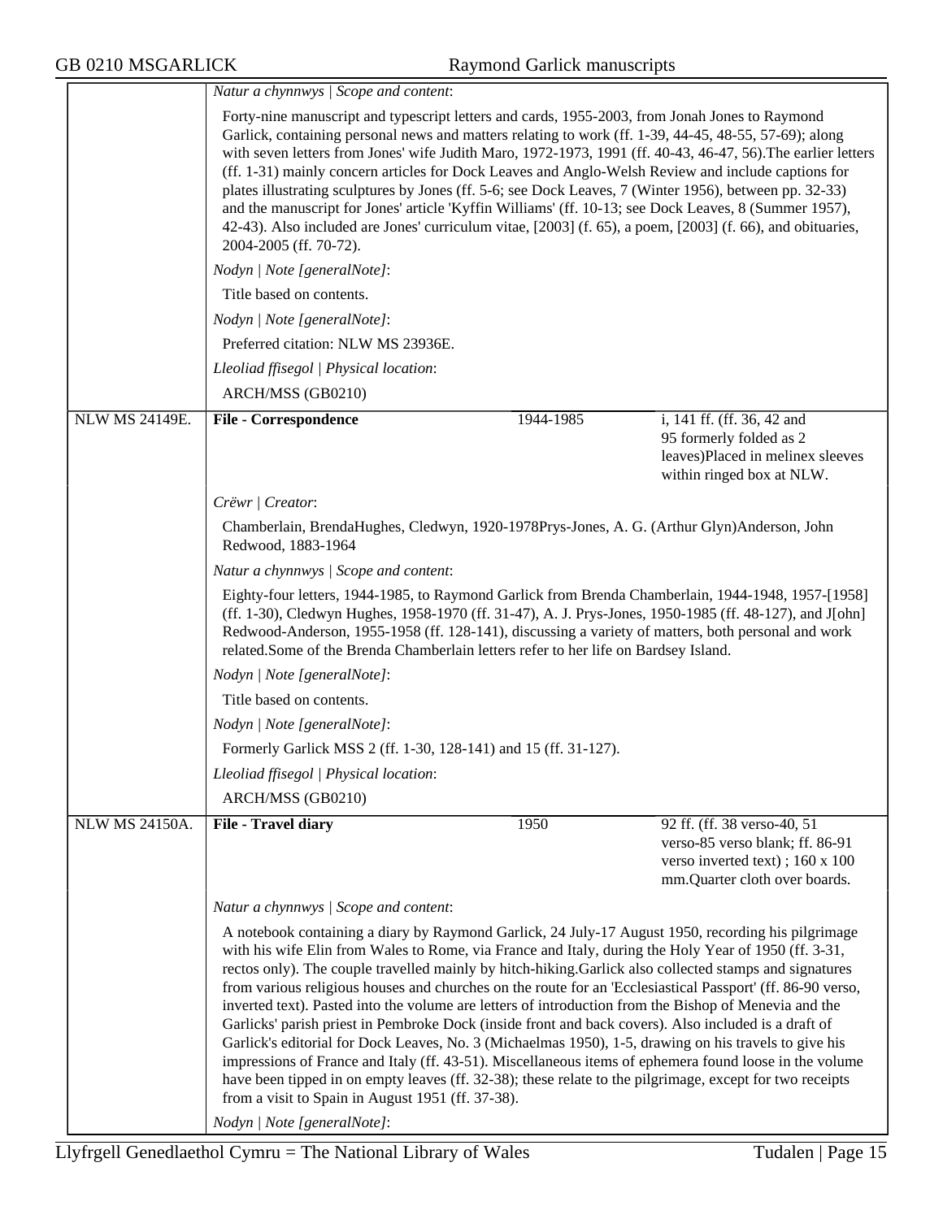*Natur a chynnwys | Scope and content*:

Forty-nine manuscript and typescript letters and cards, 1955-2003, from Jonah Jones to Raymond Garlick, containing personal news and matters relating to work (ff. 1-39, 44-45, 48-55, 57-69); along with seven letters from Jones' wife Judith Maro, 1972-1973, 1991 (ff. 40-43, 46-47, 56).The earlier letters (ff. 1-31) mainly concern articles for Dock Leaves and Anglo-Welsh Review and include captions for plates illustrating sculptures by Jones (ff. 5-6; see Dock Leaves, 7 (Winter 1956), between pp. 32-33) and the manuscript for Jones' article 'Kyffin Williams' (ff. 10-13; see Dock Leaves, 8 (Summer 1957), 42-43). Also included are Jones' curriculum vitae, [2003] (f. 65), a poem, [2003] (f. 66), and obituaries, 2004-2005 (ff. 70-72).

*Nodyn | Note [generalNote]*:

Title based on contents.

*Nodyn | Note [generalNote]*:

Preferred citation: NLW MS 23936E.

*Lleoliad ffisegol | Physical location*:

ARCH/MSS (GB0210)

| NLW MS 24149E. | **File - Correspondence** | 1944-1985 | i, 141 ff. (ff. 36, 42 and 95 formerly folded as 2 leaves)Placed in melinex sleeves within ringed box at NLW. |
|---|---|---|---|

*Crëwr | Creator*:

Chamberlain, BrendaHughes, Cledwyn, 1920-1978Prys-Jones, A. G. (Arthur Glyn)Anderson, John Redwood, 1883-1964

*Natur a chynnwys | Scope and content*:

Eighty-four letters, 1944-1985, to Raymond Garlick from Brenda Chamberlain, 1944-1948, 1957-[1958] (ff. 1-30), Cledwyn Hughes, 1958-1970 (ff. 31-47), A. J. Prys-Jones, 1950-1985 (ff. 48-127), and J[ohn] Redwood-Anderson, 1955-1958 (ff. 128-141), discussing a variety of matters, both personal and work related.Some of the Brenda Chamberlain letters refer to her life on Bardsey Island.

*Nodyn | Note [generalNote]*:

Title based on contents.

*Nodyn | Note [generalNote]*:

Formerly Garlick MSS 2 (ff. 1-30, 128-141) and 15 (ff. 31-127).

*Lleoliad ffisegol | Physical location*:

ARCH/MSS (GB0210)

| NLW MS 24150A. | **File - Travel diary** | 1950 | 92 ff. (ff. 38 verso-40, 51 verso-85 verso blank; ff. 86-91 verso inverted text) ; 160 x 100 mm.Quarter cloth over boards. |
|---|---|---|---|

*Natur a chynnwys | Scope and content*:

A notebook containing a diary by Raymond Garlick, 24 July-17 August 1950, recording his pilgrimage with his wife Elin from Wales to Rome, via France and Italy, during the Holy Year of 1950 (ff. 3-31, rectos only). The couple travelled mainly by hitch-hiking.Garlick also collected stamps and signatures from various religious houses and churches on the route for an 'Ecclesiastical Passport' (ff. 86-90 verso, inverted text). Pasted into the volume are letters of introduction from the Bishop of Menevia and the Garlicks' parish priest in Pembroke Dock (inside front and back covers). Also included is a draft of Garlick's editorial for Dock Leaves, No. 3 (Michaelmas 1950), 1-5, drawing on his travels to give his impressions of France and Italy (ff. 43-51). Miscellaneous items of ephemera found loose in the volume have been tipped in on empty leaves (ff. 32-38); these relate to the pilgrimage, except for two receipts from a visit to Spain in August 1951 (ff. 37-38).

*Nodyn | Note [generalNote]*: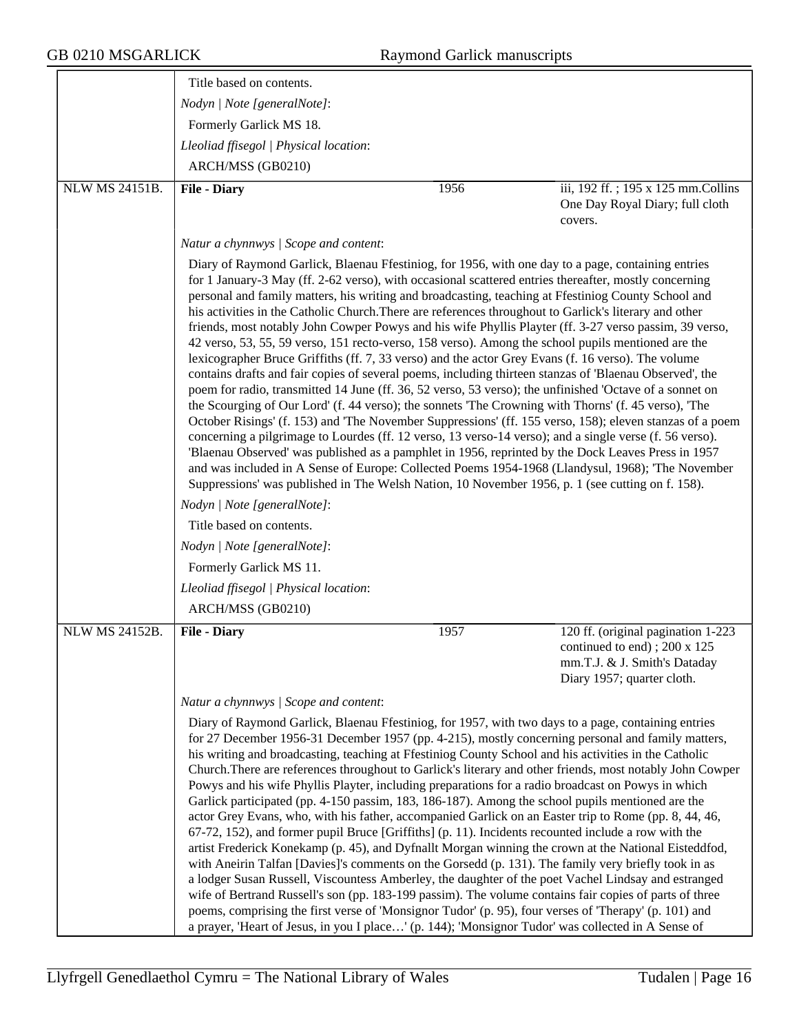Title based on contents.

*Nodyn | Note [generalNote]*:

Formerly Garlick MS 18.

*Lleoliad ffisegol | Physical location*:

ARCH/MSS (GB0210)

| NLW MS 24151B. | **File - Diary** | 1956 | iii, 192 ff. ; 195 x 125 mm.Collins One Day Royal Diary; full cloth covers. |
|---|---|---|---|

*Natur a chynnwys | Scope and content*:

Diary of Raymond Garlick, Blaenau Ffestiniog, for 1956, with one day to a page, containing entries for 1 January-3 May (ff. 2-62 verso), with occasional scattered entries thereafter, mostly concerning personal and family matters, his writing and broadcasting, teaching at Ffestiniog County School and his activities in the Catholic Church.There are references throughout to Garlick's literary and other friends, most notably John Cowper Powys and his wife Phyllis Playter (ff. 3-27 verso passim, 39 verso, 42 verso, 53, 55, 59 verso, 151 recto-verso, 158 verso). Among the school pupils mentioned are the lexicographer Bruce Griffiths (ff. 7, 33 verso) and the actor Grey Evans (f. 16 verso). The volume contains drafts and fair copies of several poems, including thirteen stanzas of 'Blaenau Observed', the poem for radio, transmitted 14 June (ff. 36, 52 verso, 53 verso); the unfinished 'Octave of a sonnet on the Scourging of Our Lord' (f. 44 verso); the sonnets 'The Crowning with Thorns' (f. 45 verso), 'The October Risings' (f. 153) and 'The November Suppressions' (ff. 155 verso, 158); eleven stanzas of a poem concerning a pilgrimage to Lourdes (ff. 12 verso, 13 verso-14 verso); and a single verse (f. 56 verso). 'Blaenau Observed' was published as a pamphlet in 1956, reprinted by the Dock Leaves Press in 1957 and was included in A Sense of Europe: Collected Poems 1954-1968 (Llandysul, 1968); 'The November Suppressions' was published in The Welsh Nation, 10 November 1956, p. 1 (see cutting on f. 158).

*Nodyn | Note [generalNote]*:

Title based on contents.

*Nodyn | Note [generalNote]*:

Formerly Garlick MS 11.

*Lleoliad ffisegol | Physical location*:

ARCH/MSS (GB0210)

| NLW MS 24152B. | **File - Diary** | 1957 | 120 ff. (original pagination 1-223 continued to end) ; 200 x 125 mm.T.J. & J. Smith's Dataday Diary 1957; quarter cloth. |
|---|---|---|---|

*Natur a chynnwys | Scope and content*:

Diary of Raymond Garlick, Blaenau Ffestiniog, for 1957, with two days to a page, containing entries for 27 December 1956-31 December 1957 (pp. 4-215), mostly concerning personal and family matters, his writing and broadcasting, teaching at Ffestiniog County School and his activities in the Catholic Church.There are references throughout to Garlick's literary and other friends, most notably John Cowper Powys and his wife Phyllis Playter, including preparations for a radio broadcast on Powys in which Garlick participated (pp. 4-150 passim, 183, 186-187). Among the school pupils mentioned are the actor Grey Evans, who, with his father, accompanied Garlick on an Easter trip to Rome (pp. 8, 44, 46, 67-72, 152), and former pupil Bruce [Griffiths] (p. 11). Incidents recounted include a row with the artist Frederick Konekamp (p. 45), and Dyfnallt Morgan winning the crown at the National Eisteddfod, with Aneirin Talfan [Davies]'s comments on the Gorsedd (p. 131). The family very briefly took in as a lodger Susan Russell, Viscountess Amberley, the daughter of the poet Vachel Lindsay and estranged wife of Bertrand Russell's son (pp. 183-199 passim). The volume contains fair copies of parts of three poems, comprising the first verse of 'Monsignor Tudor' (p. 95), four verses of 'Therapy' (p. 101) and a prayer, 'Heart of Jesus, in you I place…' (p. 144); 'Monsignor Tudor' was collected in A Sense of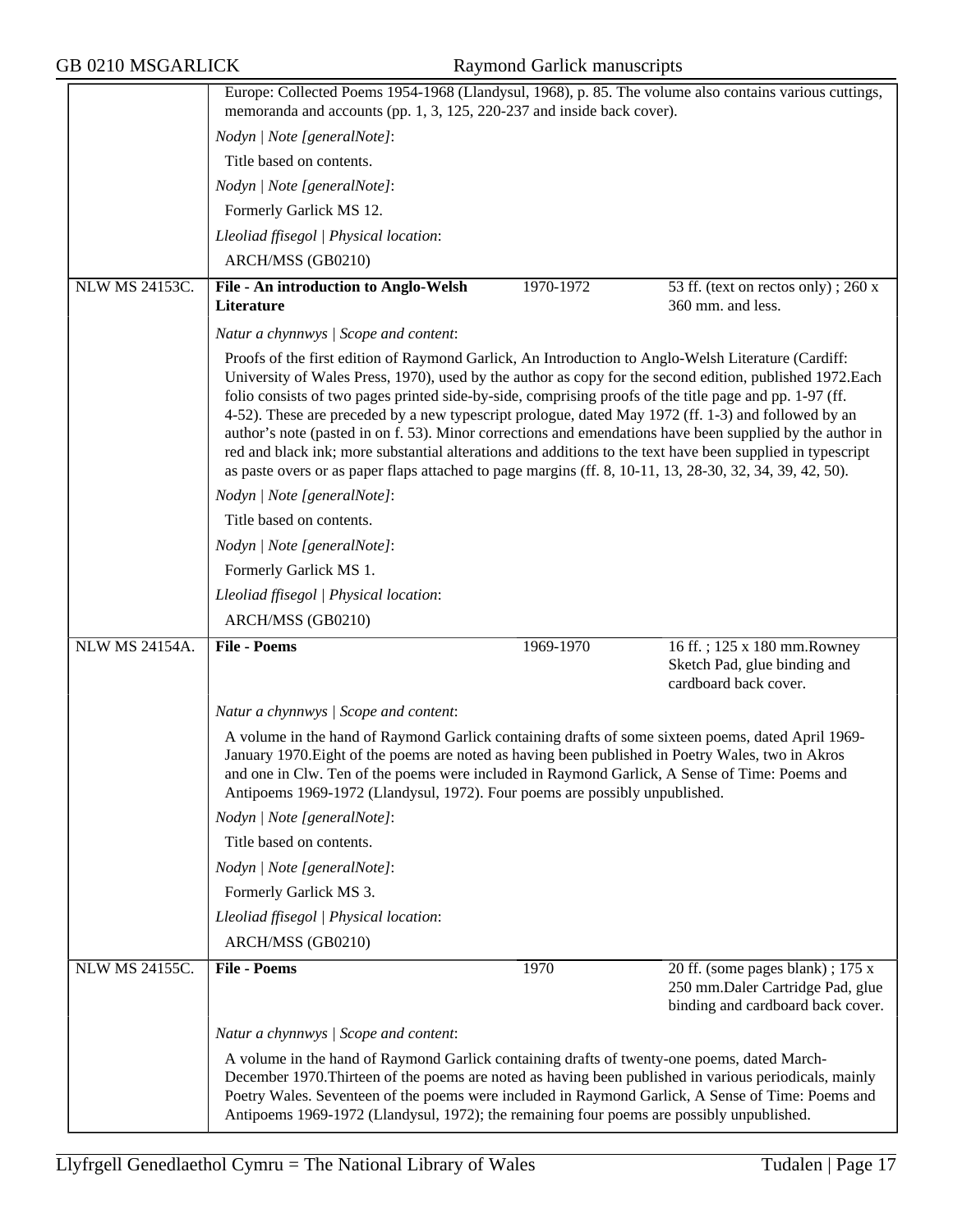| | | | |
|---|---|---|---|
| | Europe: Collected Poems 1954-1968 (Llandysul, 1968), p. 85. The volume also contains various cuttings, memoranda and accounts (pp. 1, 3, 125, 220-237 and inside back cover).<br>*Nodyn \| Note [generalNote]*:<br>Title based on contents.<br>*Nodyn \| Note [generalNote]*:<br>Formerly Garlick MS 12.<br>*Lleoliad ffisegol \| Physical location*:<br>ARCH/MSS (GB0210) | | |
| NLW MS 24153C. | **File - An introduction to Anglo-Welsh Literature** | 1970-1972 | 53 ff. (text on rectos only) ; 260 x 360 mm. and less. |
| | *Natur a chynnwys \| Scope and content*:<br>Proofs of the first edition of Raymond Garlick, An Introduction to Anglo-Welsh Literature (Cardiff: University of Wales Press, 1970), used by the author as copy for the second edition, published 1972.Each folio consists of two pages printed side-by-side, comprising proofs of the title page and pp. 1-97 (ff. 4-52). These are preceded by a new typescript prologue, dated May 1972 (ff. 1-3) and followed by an author's note (pasted in on f. 53). Minor corrections and emendations have been supplied by the author in red and black ink; more substantial alterations and additions to the text have been supplied in typescript as paste overs or as paper flaps attached to page margins (ff. 8, 10-11, 13, 28-30, 32, 34, 39, 42, 50).<br>*Nodyn \| Note [generalNote]*:<br>Title based on contents.<br>*Nodyn \| Note [generalNote]*:<br>Formerly Garlick MS 1.<br>*Lleoliad ffisegol \| Physical location*:<br>ARCH/MSS (GB0210) | | |
| NLW MS 24154A. | **File - Poems** | 1969-1970 | 16 ff. ; 125 x 180 mm.Rowney Sketch Pad, glue binding and cardboard back cover. |
| | *Natur a chynnwys \| Scope and content*:<br>A volume in the hand of Raymond Garlick containing drafts of some sixteen poems, dated April 1969-January 1970.Eight of the poems are noted as having been published in Poetry Wales, two in Akros and one in Clw. Ten of the poems were included in Raymond Garlick, A Sense of Time: Poems and Antipoems 1969-1972 (Llandysul, 1972). Four poems are possibly unpublished.<br>*Nodyn \| Note [generalNote]*:<br>Title based on contents.<br>*Nodyn \| Note [generalNote]*:<br>Formerly Garlick MS 3.<br>*Lleoliad ffisegol \| Physical location*:<br>ARCH/MSS (GB0210) | | |
| NLW MS 24155C. | **File - Poems** | 1970 | 20 ff. (some pages blank) ; 175 x 250 mm.Daler Cartridge Pad, glue binding and cardboard back cover. |
| | *Natur a chynnwys \| Scope and content*:<br>A volume in the hand of Raymond Garlick containing drafts of twenty-one poems, dated March-December 1970.Thirteen of the poems are noted as having been published in various periodicals, mainly Poetry Wales. Seventeen of the poems were included in Raymond Garlick, A Sense of Time: Poems and Antipoems 1969-1972 (Llandysul, 1972); the remaining four poems are possibly unpublished. | | |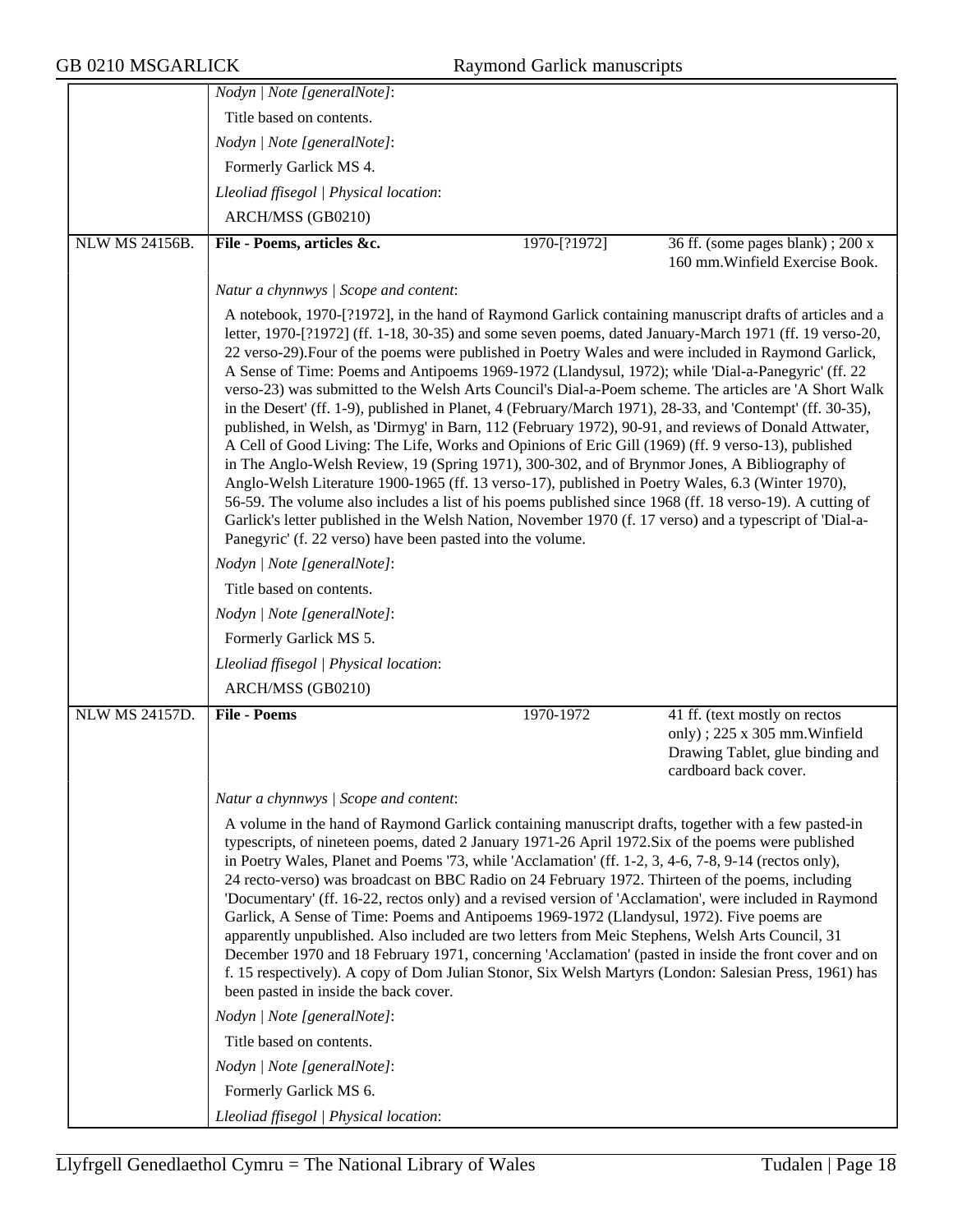*Nodyn | Note [generalNote]*:

Title based on contents.

*Nodyn | Note [generalNote]*:

Formerly Garlick MS 4.

*Lleoliad ffisegol | Physical location*:

ARCH/MSS (GB0210)

| NLW MS 24156B. | **File - Poems, articles &c.** | 1970-[?1972] | 36 ff. (some pages blank) ; 200 x 160 mm.Winfield Exercise Book. |
|---|---|---|---|

*Natur a chynnwys | Scope and content*:

A notebook, 1970-[?1972], in the hand of Raymond Garlick containing manuscript drafts of articles and a letter, 1970-[?1972] (ff. 1-18, 30-35) and some seven poems, dated January-March 1971 (ff. 19 verso-20, 22 verso-29).Four of the poems were published in Poetry Wales and were included in Raymond Garlick, A Sense of Time: Poems and Antipoems 1969-1972 (Llandysul, 1972); while 'Dial-a-Panegyric' (ff. 22 verso-23) was submitted to the Welsh Arts Council's Dial-a-Poem scheme. The articles are 'A Short Walk in the Desert' (ff. 1-9), published in Planet, 4 (February/March 1971), 28-33, and 'Contempt' (ff. 30-35), published, in Welsh, as 'Dirmyg' in Barn, 112 (February 1972), 90-91, and reviews of Donald Attwater, A Cell of Good Living: The Life, Works and Opinions of Eric Gill (1969) (ff. 9 verso-13), published in The Anglo-Welsh Review, 19 (Spring 1971), 300-302, and of Brynmor Jones, A Bibliography of Anglo-Welsh Literature 1900-1965 (ff. 13 verso-17), published in Poetry Wales, 6.3 (Winter 1970), 56-59. The volume also includes a list of his poems published since 1968 (ff. 18 verso-19). A cutting of Garlick's letter published in the Welsh Nation, November 1970 (f. 17 verso) and a typescript of 'Dial-a-Panegyric' (f. 22 verso) have been pasted into the volume.

*Nodyn | Note [generalNote]*:

Title based on contents.

*Nodyn | Note [generalNote]*:

Formerly Garlick MS 5.

*Lleoliad ffisegol | Physical location*:

ARCH/MSS (GB0210)

| NLW MS 24157D. | **File - Poems** | 1970-1972 | 41 ff. (text mostly on rectos only) ; 225 x 305 mm.Winfield Drawing Tablet, glue binding and cardboard back cover. |
|---|---|---|---|

*Natur a chynnwys | Scope and content*:

A volume in the hand of Raymond Garlick containing manuscript drafts, together with a few pasted-in typescripts, of nineteen poems, dated 2 January 1971-26 April 1972.Six of the poems were published in Poetry Wales, Planet and Poems '73, while 'Acclamation' (ff. 1-2, 3, 4-6, 7-8, 9-14 (rectos only), 24 recto-verso) was broadcast on BBC Radio on 24 February 1972. Thirteen of the poems, including 'Documentary' (ff. 16-22, rectos only) and a revised version of 'Acclamation', were included in Raymond Garlick, A Sense of Time: Poems and Antipoems 1969-1972 (Llandysul, 1972). Five poems are apparently unpublished. Also included are two letters from Meic Stephens, Welsh Arts Council, 31 December 1970 and 18 February 1971, concerning 'Acclamation' (pasted in inside the front cover and on f. 15 respectively). A copy of Dom Julian Stonor, Six Welsh Martyrs (London: Salesian Press, 1961) has been pasted in inside the back cover.

*Nodyn | Note [generalNote]*:

Title based on contents.

*Nodyn | Note [generalNote]*:

Formerly Garlick MS 6.

*Lleoliad ffisegol | Physical location*: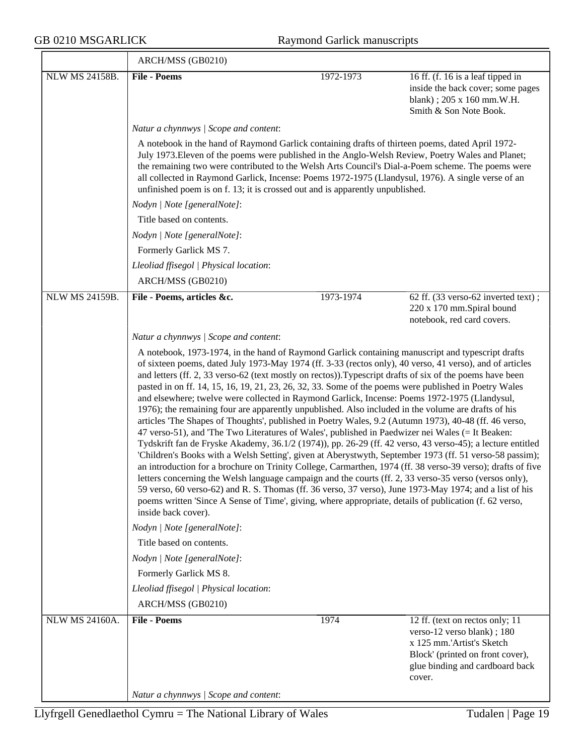| | ARCH/MSS (GB0210) | | |
|---|---|---|---|
| NLW MS 24158B. | **File - Poems** | 1972-1973 | 16 ff. (f. 16 is a leaf tipped in inside the back cover; some pages blank) ; 205 x 160 mm.W.H. Smith & Son Note Book. |

*Natur a chynnwys | Scope and content*:

A notebook in the hand of Raymond Garlick containing drafts of thirteen poems, dated April 1972-July 1973.Eleven of the poems were published in the Anglo-Welsh Review, Poetry Wales and Planet; the remaining two were contributed to the Welsh Arts Council's Dial-a-Poem scheme. The poems were all collected in Raymond Garlick, Incense: Poems 1972-1975 (Llandysul, 1976). A single verse of an unfinished poem is on f. 13; it is crossed out and is apparently unpublished.

*Nodyn | Note [generalNote]*:

Title based on contents.

*Nodyn | Note [generalNote]*:

Formerly Garlick MS 7.

*Lleoliad ffisegol | Physical location*:

ARCH/MSS (GB0210)

| | | | |
|---|---|---|---|
| NLW MS 24159B. | **File - Poems, articles &c.** | 1973-1974 | 62 ff. (33 verso-62 inverted text) ; 220 x 170 mm.Spiral bound notebook, red card covers. |

*Natur a chynnwys | Scope and content*:

A notebook, 1973-1974, in the hand of Raymond Garlick containing manuscript and typescript drafts of sixteen poems, dated July 1973-May 1974 (ff. 3-33 (rectos only), 40 verso, 41 verso), and of articles and letters (ff. 2, 33 verso-62 (text mostly on rectos)).Typescript drafts of six of the poems have been pasted in on ff. 14, 15, 16, 19, 21, 23, 26, 32, 33. Some of the poems were published in Poetry Wales and elsewhere; twelve were collected in Raymond Garlick, Incense: Poems 1972-1975 (Llandysul, 1976); the remaining four are apparently unpublished. Also included in the volume are drafts of his articles 'The Shapes of Thoughts', published in Poetry Wales, 9.2 (Autumn 1973), 40-48 (ff. 46 verso, 47 verso-51), and 'The Two Literatures of Wales', published in Paedwizer nei Wales (= It Beaken: Tydskrift fan de Fryske Akademy, 36.1/2 (1974)), pp. 26-29 (ff. 42 verso, 43 verso-45); a lecture entitled 'Children's Books with a Welsh Setting', given at Aberystwyth, September 1973 (ff. 51 verso-58 passim); an introduction for a brochure on Trinity College, Carmarthen, 1974 (ff. 38 verso-39 verso); drafts of five letters concerning the Welsh language campaign and the courts (ff. 2, 33 verso-35 verso (versos only), 59 verso, 60 verso-62) and R. S. Thomas (ff. 36 verso, 37 verso), June 1973-May 1974; and a list of his poems written 'Since A Sense of Time', giving, where appropriate, details of publication (f. 62 verso, inside back cover).

*Nodyn | Note [generalNote]*:

Title based on contents.

*Nodyn | Note [generalNote]*:

Formerly Garlick MS 8.

*Lleoliad ffisegol | Physical location*:

ARCH/MSS (GB0210)

| | | | |
|---|---|---|---|
| NLW MS 24160A. | **File - Poems** | 1974 | 12 ff. (text on rectos only; 11 verso-12 verso blank) ; 180 x 125 mm.'Artist's Sketch Block' (printed on front cover), glue binding and cardboard back cover. |

*Natur a chynnwys | Scope and content*: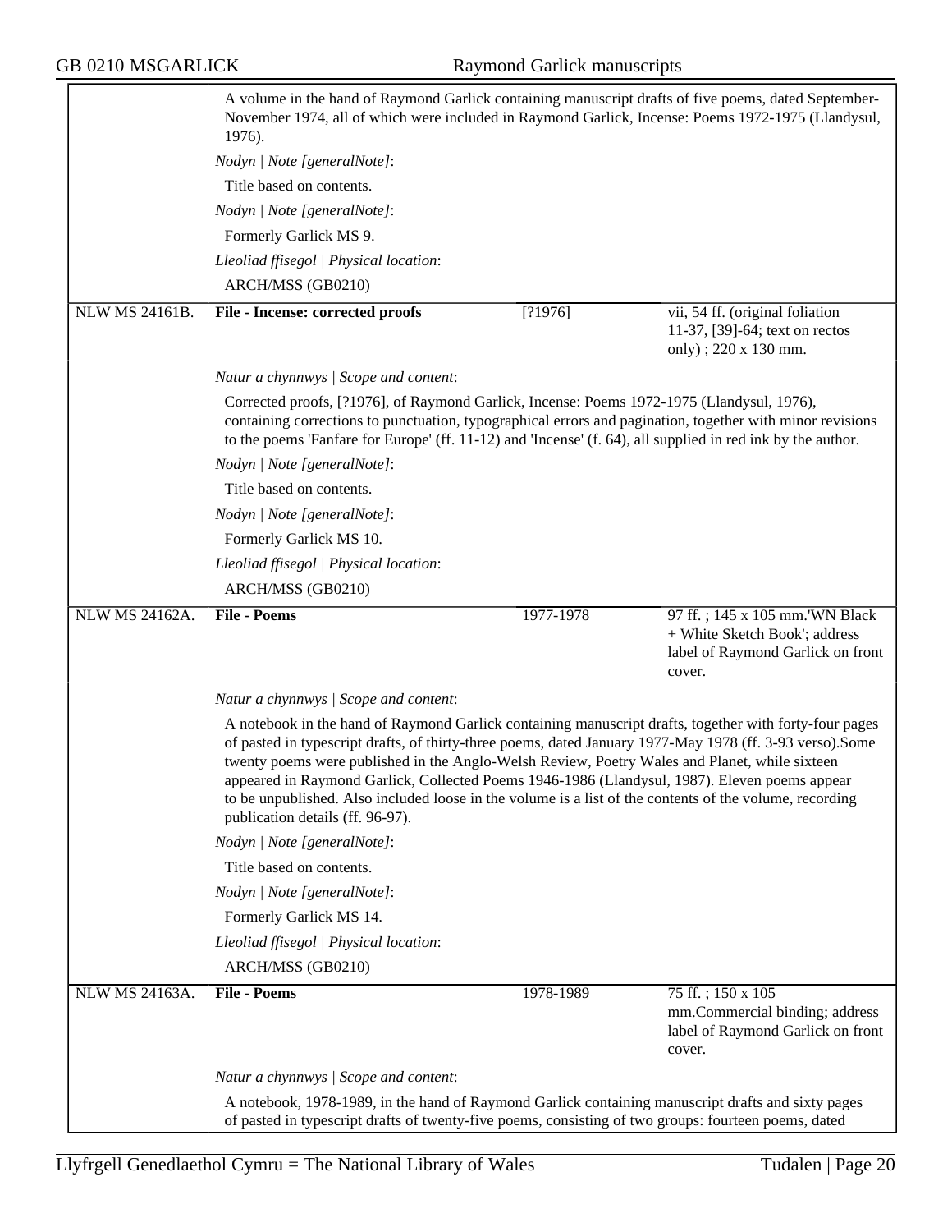A volume in the hand of Raymond Garlick containing manuscript drafts of five poems, dated September-November 1974, all of which were included in Raymond Garlick, Incense: Poems 1972-1975 (Llandysul, 1976).

*Nodyn | Note [generalNote]*:

Title based on contents.

*Nodyn | Note [generalNote]*:

Formerly Garlick MS 9.

*Lleoliad ffisegol | Physical location*:

ARCH/MSS (GB0210)

| NLW MS 24161B. | **File - Incense: corrected proofs** | [?1976] | vii, 54 ff. (original foliation 11-37, [39]-64; text on rectos only) ; 220 x 130 mm. |
|---|---|---|---|

*Natur a chynnwys | Scope and content*:

Corrected proofs, [?1976], of Raymond Garlick, Incense: Poems 1972-1975 (Llandysul, 1976), containing corrections to punctuation, typographical errors and pagination, together with minor revisions to the poems 'Fanfare for Europe' (ff. 11-12) and 'Incense' (f. 64), all supplied in red ink by the author.

*Nodyn | Note [generalNote]*:

Title based on contents.

*Nodyn | Note [generalNote]*:

Formerly Garlick MS 10.

*Lleoliad ffisegol | Physical location*:

ARCH/MSS (GB0210)

| NLW MS 24162A. | **File - Poems** | 1977-1978 | 97 ff. ; 145 x 105 mm.'WN Black + White Sketch Book'; address label of Raymond Garlick on front cover. |
|---|---|---|---|

*Natur a chynnwys | Scope and content*:

A notebook in the hand of Raymond Garlick containing manuscript drafts, together with forty-four pages of pasted in typescript drafts, of thirty-three poems, dated January 1977-May 1978 (ff. 3-93 verso).Some twenty poems were published in the Anglo-Welsh Review, Poetry Wales and Planet, while sixteen appeared in Raymond Garlick, Collected Poems 1946-1986 (Llandysul, 1987). Eleven poems appear to be unpublished. Also included loose in the volume is a list of the contents of the volume, recording publication details (ff. 96-97).

*Nodyn | Note [generalNote]*:

Title based on contents.

*Nodyn | Note [generalNote]*:

Formerly Garlick MS 14.

*Lleoliad ffisegol | Physical location*:

ARCH/MSS (GB0210)

| NLW MS 24163A. | **File - Poems** | 1978-1989 | 75 ff. ; 150 x 105 mm.Commercial binding; address label of Raymond Garlick on front cover. |
|---|---|---|---|

*Natur a chynnwys | Scope and content*:

A notebook, 1978-1989, in the hand of Raymond Garlick containing manuscript drafts and sixty pages of pasted in typescript drafts of twenty-five poems, consisting of two groups: fourteen poems, dated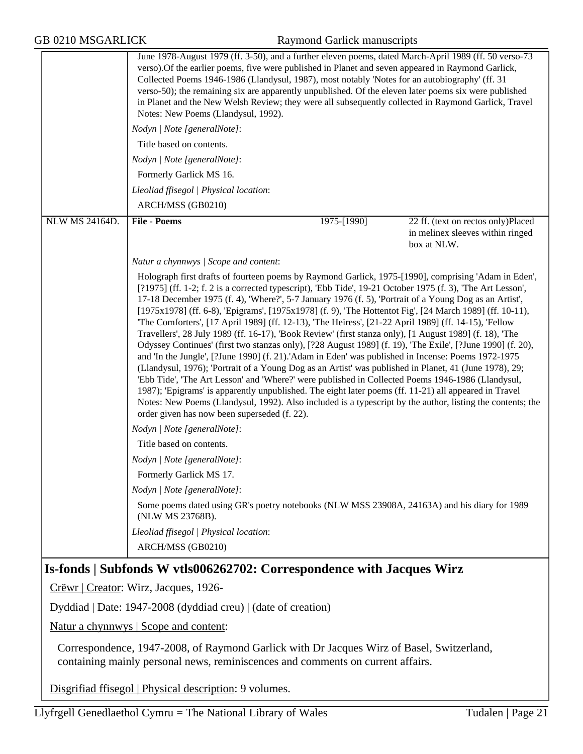June 1978-August 1979 (ff. 3-50), and a further eleven poems, dated March-April 1989 (ff. 50 verso-73 verso).Of the earlier poems, five were published in Planet and seven appeared in Raymond Garlick, Collected Poems 1946-1986 (Llandysul, 1987), most notably 'Notes for an autobiography' (ff. 31 verso-50); the remaining six are apparently unpublished. Of the eleven later poems six were published in Planet and the New Welsh Review; they were all subsequently collected in Raymond Garlick, Travel Notes: New Poems (Llandysul, 1992).

*Nodyn | Note [generalNote]*:

Title based on contents.

*Nodyn | Note [generalNote]*:

Formerly Garlick MS 16.

*Lleoliad ffisegol | Physical location*:

ARCH/MSS (GB0210)

| NLW MS 24164D. | **File - Poems** | 1975-[1990] | 22 ff. (text on rectos only)Placed in melinex sleeves within ringed box at NLW. |
|---|---|---|---|

*Natur a chynnwys | Scope and content*:

Holograph first drafts of fourteen poems by Raymond Garlick, 1975-[1990], comprising 'Adam in Eden', [?1975] (ff. 1-2; f. 2 is a corrected typescript), 'Ebb Tide', 19-21 October 1975 (f. 3), 'The Art Lesson', 17-18 December 1975 (f. 4), 'Where?', 5-7 January 1976 (f. 5), 'Portrait of a Young Dog as an Artist', [1975x1978] (ff. 6-8), 'Epigrams', [1975x1978] (f. 9), 'The Hottentot Fig', [24 March 1989] (ff. 10-11), 'The Comforters', [17 April 1989] (ff. 12-13), 'The Heiress', [21-22 April 1989] (ff. 14-15), 'Fellow Travellers', 28 July 1989 (ff. 16-17), 'Book Review' (first stanza only), [1 August 1989] (f. 18), 'The Odyssey Continues' (first two stanzas only), [?28 August 1989] (f. 19), 'The Exile', [?June 1990] (f. 20), and 'In the Jungle', [?June 1990] (f. 21).'Adam in Eden' was published in Incense: Poems 1972-1975 (Llandysul, 1976); 'Portrait of a Young Dog as an Artist' was published in Planet, 41 (June 1978), 29; 'Ebb Tide', 'The Art Lesson' and 'Where?' were published in Collected Poems 1946-1986 (Llandysul, 1987); 'Epigrams' is apparently unpublished. The eight later poems (ff. 11-21) all appeared in Travel Notes: New Poems (Llandysul, 1992). Also included is a typescript by the author, listing the contents; the order given has now been superseded (f. 22).

*Nodyn | Note [generalNote]*:

Title based on contents.

*Nodyn | Note [generalNote]*:

Formerly Garlick MS 17.

*Nodyn | Note [generalNote]*:

Some poems dated using GR's poetry notebooks (NLW MSS 23908A, 24163A) and his diary for 1989 (NLW MS 23768B).

*Lleoliad ffisegol | Physical location*:

ARCH/MSS (GB0210)

## Is-fonds | Subfonds W vtls006262702: Correspondence with Jacques Wirz

Crëwr | Creator: Wirz, Jacques, 1926-

Dyddiad | Date: 1947-2008 (dyddiad creu) | (date of creation)

Natur a chynnwys | Scope and content:

Correspondence, 1947-2008, of Raymond Garlick with Dr Jacques Wirz of Basel, Switzerland, containing mainly personal news, reminiscences and comments on current affairs.

Disgrifiad ffisegol | Physical description: 9 volumes.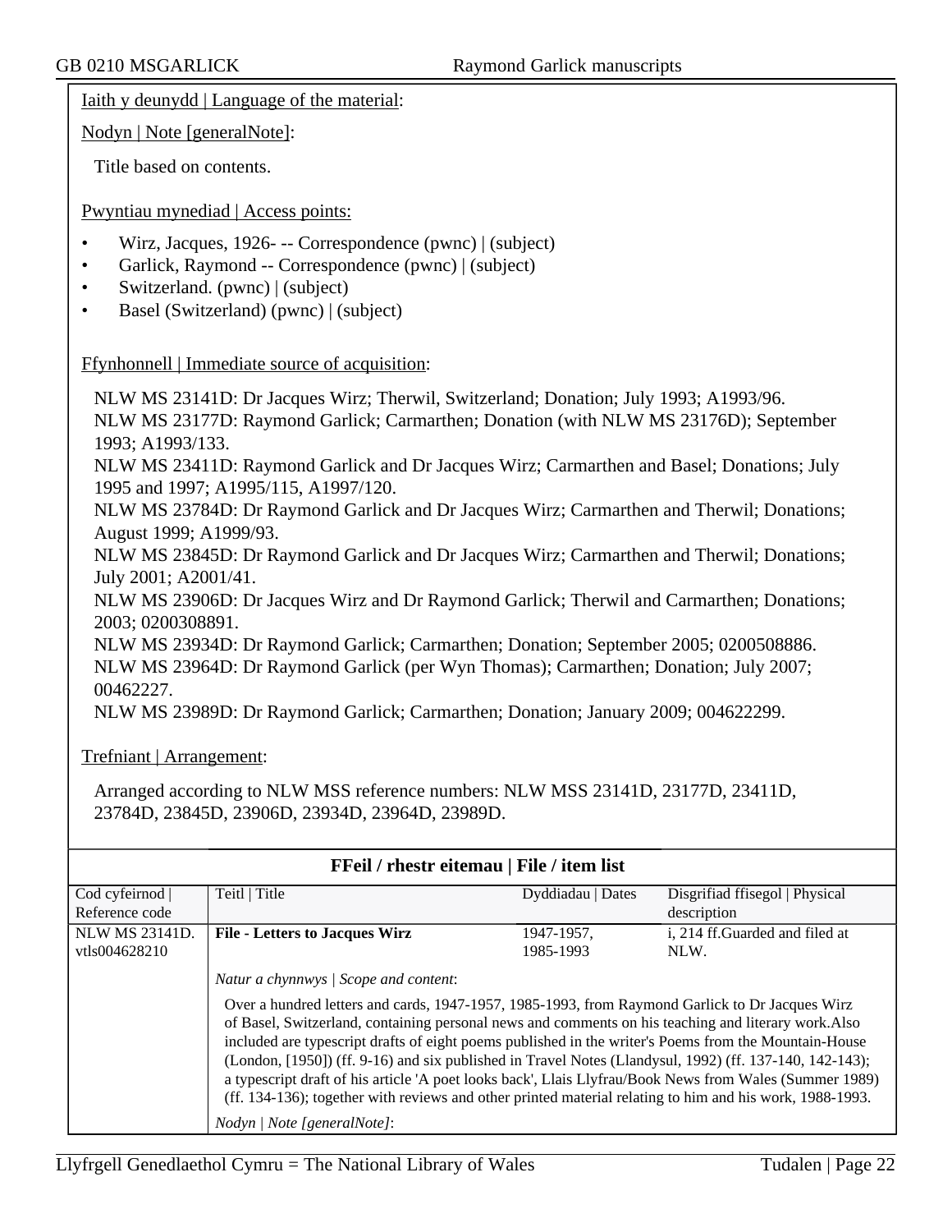Iaith y deunydd | Language of the material:

Nodyn | Note [generalNote]:

Title based on contents.

Pwyntiau mynediad | Access points:

- Wirz, Jacques, 1926- -- Correspondence (pwnc) | (subject)
- Garlick, Raymond -- Correspondence (pwnc) | (subject)
- Switzerland. (pwnc) | (subject)
- Basel (Switzerland) (pwnc) | (subject)

Ffynhonnell | Immediate source of acquisition:

NLW MS 23141D: Dr Jacques Wirz; Therwil, Switzerland; Donation; July 1993; A1993/96.
NLW MS 23177D: Raymond Garlick; Carmarthen; Donation (with NLW MS 23176D); September 1993; A1993/133.
NLW MS 23411D: Raymond Garlick and Dr Jacques Wirz; Carmarthen and Basel; Donations; July 1995 and 1997; A1995/115, A1997/120.
NLW MS 23784D: Dr Raymond Garlick and Dr Jacques Wirz; Carmarthen and Therwil; Donations; August 1999; A1999/93.
NLW MS 23845D: Dr Raymond Garlick and Dr Jacques Wirz; Carmarthen and Therwil; Donations; July 2001; A2001/41.
NLW MS 23906D: Dr Jacques Wirz and Dr Raymond Garlick; Therwil and Carmarthen; Donations; 2003; 0200308891.
NLW MS 23934D: Dr Raymond Garlick; Carmarthen; Donation; September 2005; 0200508886.
NLW MS 23964D: Dr Raymond Garlick (per Wyn Thomas); Carmarthen; Donation; July 2007; 00462227.
NLW MS 23989D: Dr Raymond Garlick; Carmarthen; Donation; January 2009; 004622299.

Trefniant | Arrangement:

Arranged according to NLW MSS reference numbers: NLW MSS 23141D, 23177D, 23411D, 23784D, 23845D, 23906D, 23934D, 23964D, 23989D.

**FFeil / rhestr eitemau | File / item list**

| Cod cyfeirnod \| Reference code | Teitl \| Title | Dyddiadau \| Dates | Disgrifiad ffisegol \| Physical description |
|---|---|---|---|
| NLW MS 23141D. vtls004628210 | **File - Letters to Jacques Wirz** | 1947-1957, 1985-1993 | i, 214 ff.Guarded and filed at NLW. |

*Natur a chynnwys | Scope and content*:

Over a hundred letters and cards, 1947-1957, 1985-1993, from Raymond Garlick to Dr Jacques Wirz of Basel, Switzerland, containing personal news and comments on his teaching and literary work.Also included are typescript drafts of eight poems published in the writer's Poems from the Mountain-House (London, [1950]) (ff. 9-16) and six published in Travel Notes (Llandysul, 1992) (ff. 137-140, 142-143); a typescript draft of his article 'A poet looks back', Llais Llyfrau/Book News from Wales (Summer 1989) (ff. 134-136); together with reviews and other printed material relating to him and his work, 1988-1993.

*Nodyn | Note [generalNote]*: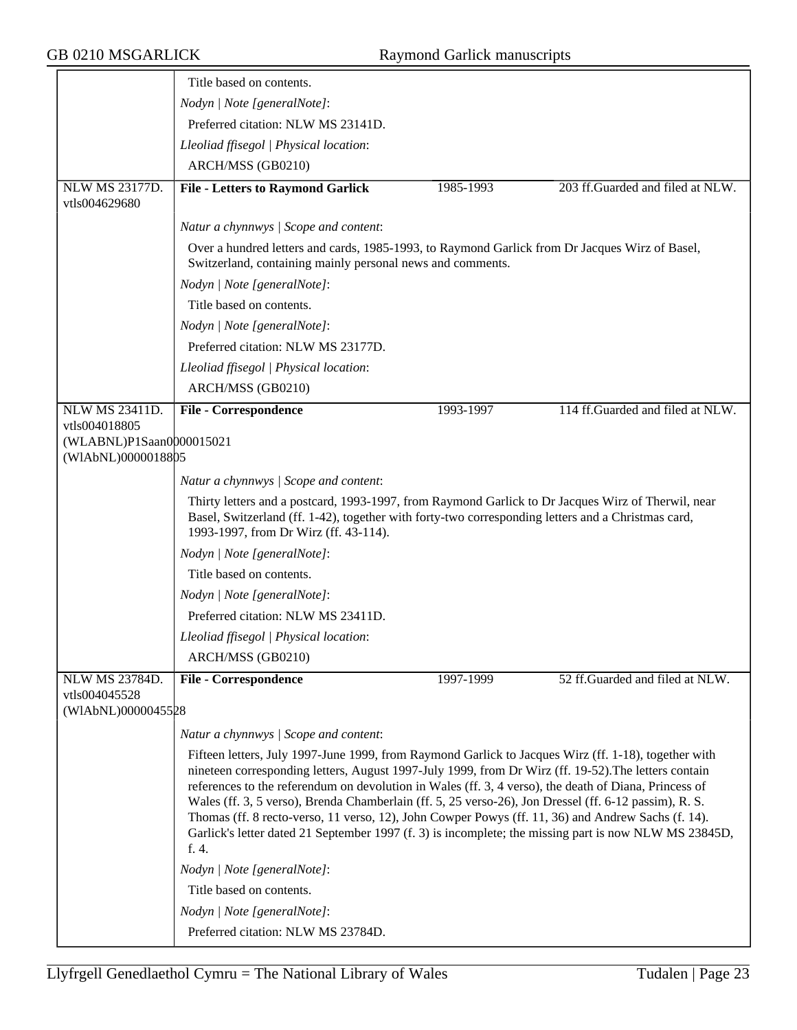Title based on contents.

*Nodyn | Note [generalNote]*:

Preferred citation: NLW MS 23141D.

*Lleoliad ffisegol | Physical location*:

ARCH/MSS (GB0210)

---

NLW MS 23177D.
vtls004629680

**File - Letters to Raymond Garlick** | 1985-1993 | 203 ff.Guarded and filed at NLW.

*Natur a chynnwys | Scope and content*:

Over a hundred letters and cards, 1985-1993, to Raymond Garlick from Dr Jacques Wirz of Basel, Switzerland, containing mainly personal news and comments.

*Nodyn | Note [generalNote]*:

Title based on contents.

*Nodyn | Note [generalNote]*:

Preferred citation: NLW MS 23177D.

*Lleoliad ffisegol | Physical location*:

ARCH/MSS (GB0210)

---

NLW MS 23411D.
vtls004018805
(WLABNL)P1Saan0000015021
(WlAbNL)0000018805

**File - Correspondence** | 1993-1997 | 114 ff.Guarded and filed at NLW.

*Natur a chynnwys | Scope and content*:

Thirty letters and a postcard, 1993-1997, from Raymond Garlick to Dr Jacques Wirz of Therwil, near Basel, Switzerland (ff. 1-42), together with forty-two corresponding letters and a Christmas card, 1993-1997, from Dr Wirz (ff. 43-114).

*Nodyn | Note [generalNote]*:

Title based on contents.

*Nodyn | Note [generalNote]*:

Preferred citation: NLW MS 23411D.

*Lleoliad ffisegol | Physical location*:

ARCH/MSS (GB0210)

---

NLW MS 23784D.
vtls004045528
(WlAbNL)0000045528

**File - Correspondence** | 1997-1999 | 52 ff.Guarded and filed at NLW.

*Natur a chynnwys | Scope and content*:

Fifteen letters, July 1997-June 1999, from Raymond Garlick to Jacques Wirz (ff. 1-18), together with nineteen corresponding letters, August 1997-July 1999, from Dr Wirz (ff. 19-52).The letters contain references to the referendum on devolution in Wales (ff. 3, 4 verso), the death of Diana, Princess of Wales (ff. 3, 5 verso), Brenda Chamberlain (ff. 5, 25 verso-26), Jon Dressel (ff. 6-12 passim), R. S. Thomas (ff. 8 recto-verso, 11 verso, 12), John Cowper Powys (ff. 11, 36) and Andrew Sachs (f. 14). Garlick's letter dated 21 September 1997 (f. 3) is incomplete; the missing part is now NLW MS 23845D, f. 4.

*Nodyn | Note [generalNote]*:

Title based on contents.

*Nodyn | Note [generalNote]*:

Preferred citation: NLW MS 23784D.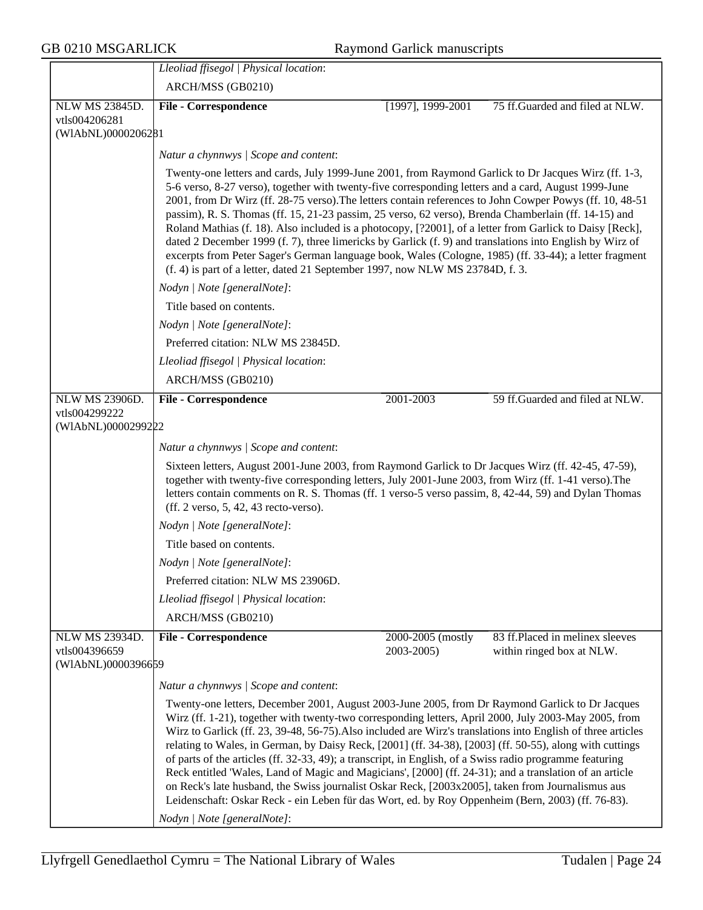*Lleoliad ffisegol | Physical location*:

ARCH/MSS (GB0210)

| NLW MS 23845D. vtls004206281 (WlAbNL)0000206281 | **File - Correspondence** | [1997], 1999-2001 | 75 ff.Guarded and filed at NLW. |
|---|---|---|---|

*Natur a chynnwys | Scope and content*:

Twenty-one letters and cards, July 1999-June 2001, from Raymond Garlick to Dr Jacques Wirz (ff. 1-3, 5-6 verso, 8-27 verso), together with twenty-five corresponding letters and a card, August 1999-June 2001, from Dr Wirz (ff. 28-75 verso).The letters contain references to John Cowper Powys (ff. 10, 48-51 passim), R. S. Thomas (ff. 15, 21-23 passim, 25 verso, 62 verso), Brenda Chamberlain (ff. 14-15) and Roland Mathias (f. 18). Also included is a photocopy, [?2001], of a letter from Garlick to Daisy [Reck], dated 2 December 1999 (f. 7), three limericks by Garlick (f. 9) and translations into English by Wirz of excerpts from Peter Sager's German language book, Wales (Cologne, 1985) (ff. 33-44); a letter fragment (f. 4) is part of a letter, dated 21 September 1997, now NLW MS 23784D, f. 3.

*Nodyn | Note [generalNote]*:

Title based on contents.

*Nodyn | Note [generalNote]*:

Preferred citation: NLW MS 23845D.

*Lleoliad ffisegol | Physical location*:

ARCH/MSS (GB0210)

| NLW MS 23906D. vtls004299222 (WlAbNL)0000299222 | **File - Correspondence** | 2001-2003 | 59 ff.Guarded and filed at NLW. |
|---|---|---|---|

*Natur a chynnwys | Scope and content*:

Sixteen letters, August 2001-June 2003, from Raymond Garlick to Dr Jacques Wirz (ff. 42-45, 47-59), together with twenty-five corresponding letters, July 2001-June 2003, from Wirz (ff. 1-41 verso).The letters contain comments on R. S. Thomas (ff. 1 verso-5 verso passim, 8, 42-44, 59) and Dylan Thomas (ff. 2 verso, 5, 42, 43 recto-verso).

*Nodyn | Note [generalNote]*:

Title based on contents.

*Nodyn | Note [generalNote]*:

Preferred citation: NLW MS 23906D.

*Lleoliad ffisegol | Physical location*:

ARCH/MSS (GB0210)

| NLW MS 23934D. vtls004396659 (WlAbNL)0000396659 | **File - Correspondence** | 2000-2005 (mostly 2003-2005) | 83 ff.Placed in melinex sleeves within ringed box at NLW. |
|---|---|---|---|

*Natur a chynnwys | Scope and content*:

Twenty-one letters, December 2001, August 2003-June 2005, from Dr Raymond Garlick to Dr Jacques Wirz (ff. 1-21), together with twenty-two corresponding letters, April 2000, July 2003-May 2005, from Wirz to Garlick (ff. 23, 39-48, 56-75).Also included are Wirz's translations into English of three articles relating to Wales, in German, by Daisy Reck, [2001] (ff. 34-38), [2003] (ff. 50-55), along with cuttings of parts of the articles (ff. 32-33, 49); a transcript, in English, of a Swiss radio programme featuring Reck entitled 'Wales, Land of Magic and Magicians', [2000] (ff. 24-31); and a translation of an article on Reck's late husband, the Swiss journalist Oskar Reck, [2003x2005], taken from Journalismus aus Leidenschaft: Oskar Reck - ein Leben für das Wort, ed. by Roy Oppenheim (Bern, 2003) (ff. 76-83).

*Nodyn | Note [generalNote]*: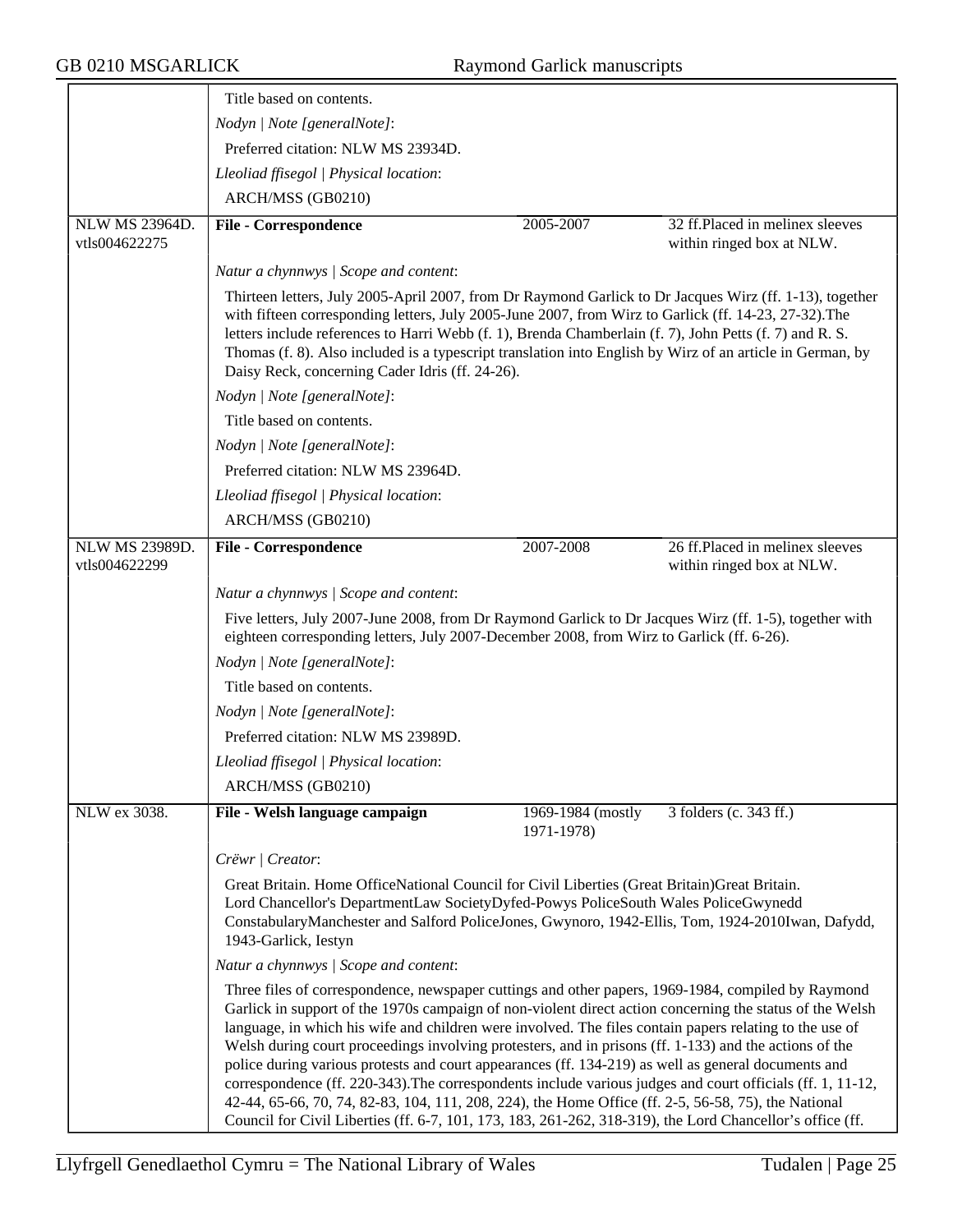Title based on contents.

*Nodyn | Note [generalNote]*:

Preferred citation: NLW MS 23934D.

*Lleoliad ffisegol | Physical location*:

ARCH/MSS (GB0210)

| NLW MS 23964D. vtls004622275 | **File - Correspondence** | 2005-2007 | 32 ff.Placed in melinex sleeves within ringed box at NLW. |
|---|---|---|---|

*Natur a chynnwys | Scope and content*:

Thirteen letters, July 2005-April 2007, from Dr Raymond Garlick to Dr Jacques Wirz (ff. 1-13), together with fifteen corresponding letters, July 2005-June 2007, from Wirz to Garlick (ff. 14-23, 27-32).The letters include references to Harri Webb (f. 1), Brenda Chamberlain (f. 7), John Petts (f. 7) and R. S. Thomas (f. 8). Also included is a typescript translation into English by Wirz of an article in German, by Daisy Reck, concerning Cader Idris (ff. 24-26).

*Nodyn | Note [generalNote]*:

Title based on contents.

*Nodyn | Note [generalNote]*:

Preferred citation: NLW MS 23964D.

*Lleoliad ffisegol | Physical location*:

ARCH/MSS (GB0210)

| NLW MS 23989D. vtls004622299 | **File - Correspondence** | 2007-2008 | 26 ff.Placed in melinex sleeves within ringed box at NLW. |
|---|---|---|---|

*Natur a chynnwys | Scope and content*:

Five letters, July 2007-June 2008, from Dr Raymond Garlick to Dr Jacques Wirz (ff. 1-5), together with eighteen corresponding letters, July 2007-December 2008, from Wirz to Garlick (ff. 6-26).

*Nodyn | Note [generalNote]*:

Title based on contents.

*Nodyn | Note [generalNote]*:

Preferred citation: NLW MS 23989D.

*Lleoliad ffisegol | Physical location*:

ARCH/MSS (GB0210)

| NLW ex 3038. | **File - Welsh language campaign** | 1969-1984 (mostly 1971-1978) | 3 folders (c. 343 ff.) |
|---|---|---|---|

*Crëwr | Creator*:

Great Britain. Home OfficeNational Council for Civil Liberties (Great Britain)Great Britain. Lord Chancellor's DepartmentLaw SocietyDyfed-Powys PoliceSouth Wales PoliceGwynedd ConstabularyManchester and Salford PoliceJones, Gwynoro, 1942-Ellis, Tom, 1924-2010Iwan, Dafydd, 1943-Garlick, Iestyn

*Natur a chynnwys | Scope and content*:

Three files of correspondence, newspaper cuttings and other papers, 1969-1984, compiled by Raymond Garlick in support of the 1970s campaign of non-violent direct action concerning the status of the Welsh language, in which his wife and children were involved. The files contain papers relating to the use of Welsh during court proceedings involving protesters, and in prisons (ff. 1-133) and the actions of the police during various protests and court appearances (ff. 134-219) as well as general documents and correspondence (ff. 220-343).The correspondents include various judges and court officials (ff. 1, 11-12, 42-44, 65-66, 70, 74, 82-83, 104, 111, 208, 224), the Home Office (ff. 2-5, 56-58, 75), the National Council for Civil Liberties (ff. 6-7, 101, 173, 183, 261-262, 318-319), the Lord Chancellor's office (ff.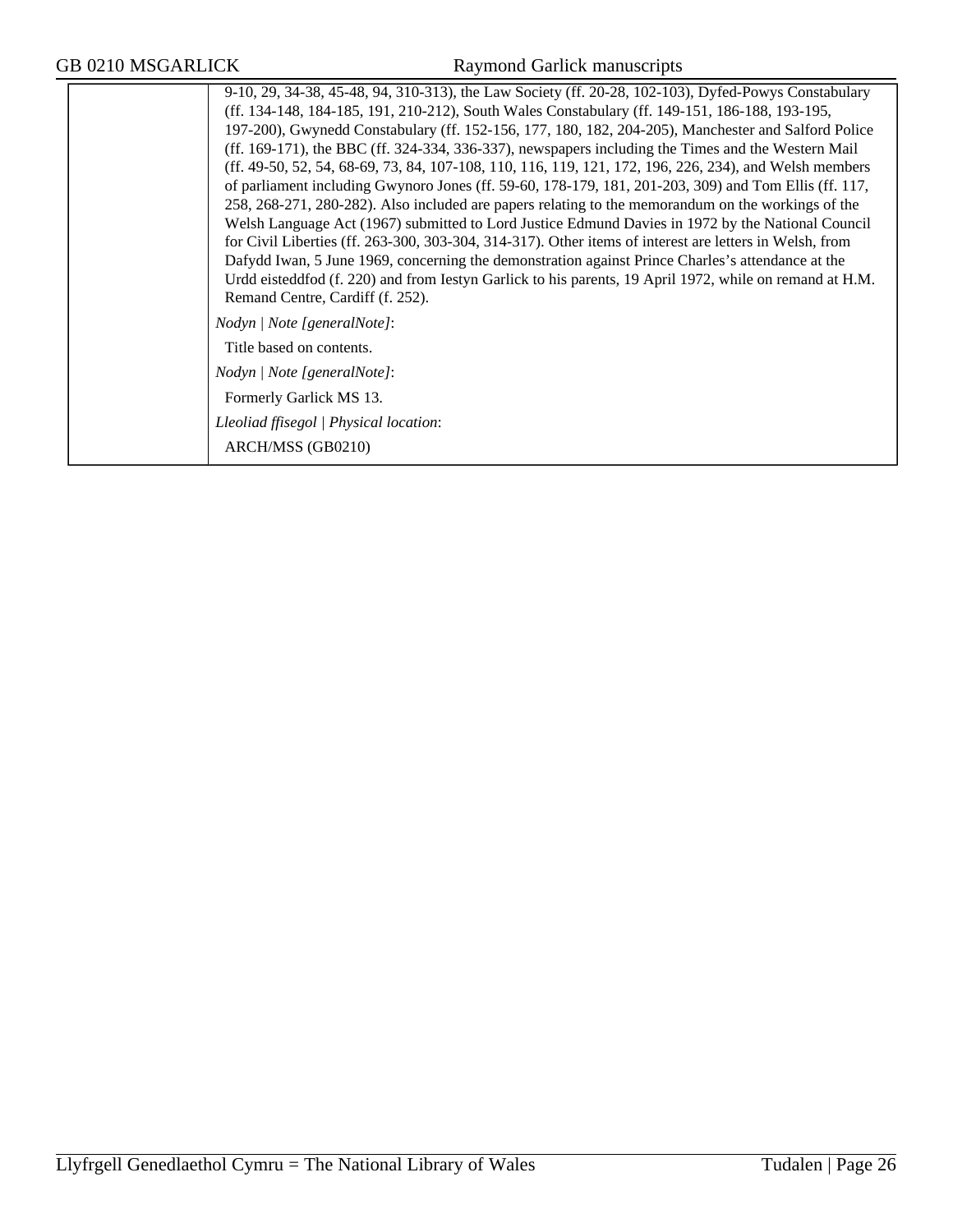9-10, 29, 34-38, 45-48, 94, 310-313), the Law Society (ff. 20-28, 102-103), Dyfed-Powys Constabulary (ff. 134-148, 184-185, 191, 210-212), South Wales Constabulary (ff. 149-151, 186-188, 193-195, 197-200), Gwynedd Constabulary (ff. 152-156, 177, 180, 182, 204-205), Manchester and Salford Police (ff. 169-171), the BBC (ff. 324-334, 336-337), newspapers including the Times and the Western Mail (ff. 49-50, 52, 54, 68-69, 73, 84, 107-108, 110, 116, 119, 121, 172, 196, 226, 234), and Welsh members of parliament including Gwynoro Jones (ff. 59-60, 178-179, 181, 201-203, 309) and Tom Ellis (ff. 117, 258, 268-271, 280-282). Also included are papers relating to the memorandum on the workings of the Welsh Language Act (1967) submitted to Lord Justice Edmund Davies in 1972 by the National Council for Civil Liberties (ff. 263-300, 303-304, 314-317). Other items of interest are letters in Welsh, from Dafydd Iwan, 5 June 1969, concerning the demonstration against Prince Charles's attendance at the Urdd eisteddfod (f. 220) and from Iestyn Garlick to his parents, 19 April 1972, while on remand at H.M. Remand Centre, Cardiff (f. 252).

*Nodyn | Note [generalNote]*:

Title based on contents.

*Nodyn | Note [generalNote]*:

Formerly Garlick MS 13.

*Lleoliad ffisegol | Physical location*:

ARCH/MSS (GB0210)